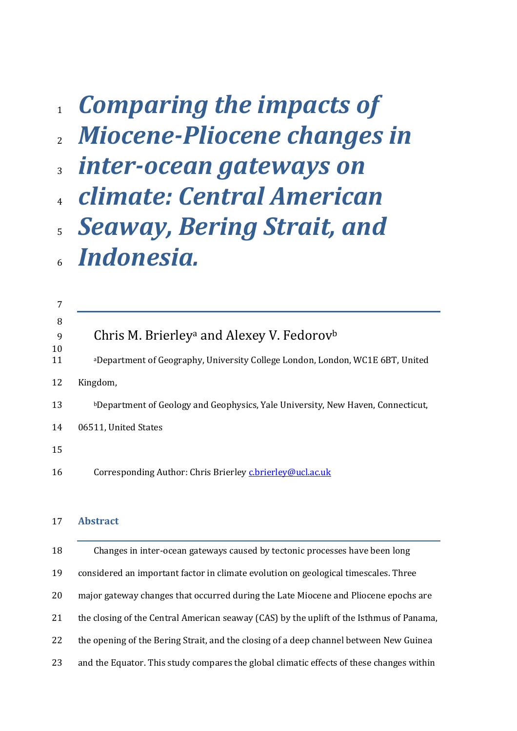# *Comparing the impacts of Miocene-Pliocene changes in inter-ocean gateways on climate: Central American Seaway, Bering Strait, and Indonesia.*

---

Chris M. Brierley[a] and Alexey V. Fedorov[b]

[a]Department of Geography, University College London, London, WC1E 6BT, United Kingdom,

[b]Department of Geology and Geophysics, Yale University, New Haven, Connecticut, 06511, United States

Corresponding Author: Chris Brierley c.brierley@ucl.ac.uk

## Abstract

---

Changes in inter-ocean gateways caused by tectonic processes have been long considered an important factor in climate evolution on geological timescales. Three major gateway changes that occurred during the Late Miocene and Pliocene epochs are the closing of the Central American seaway (CAS) by the uplift of the Isthmus of Panama, the opening of the Bering Strait, and the closing of a deep channel between New Guinea and the Equator. This study compares the global climatic effects of these changes within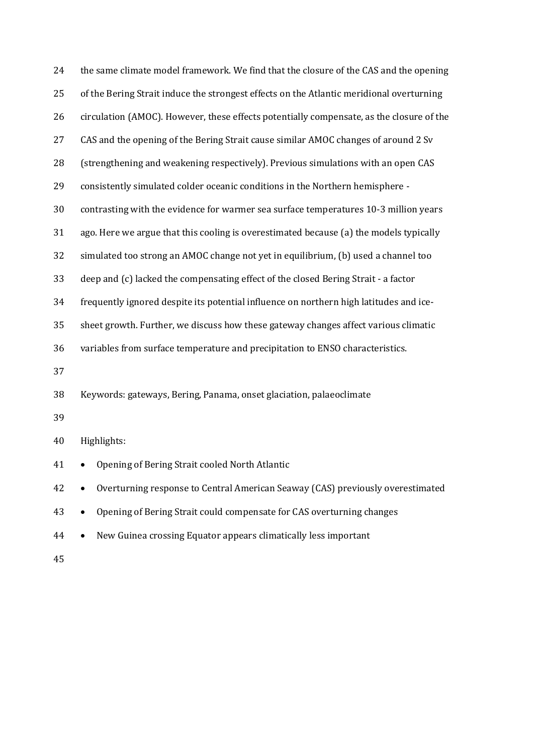the same climate model framework. We find that the closure of the CAS and the opening of the Bering Strait induce the strongest effects on the Atlantic meridional overturning circulation (AMOC). However, these effects potentially compensate, as the closure of the CAS and the opening of the Bering Strait cause similar AMOC changes of around 2 Sv (strengthening and weakening respectively). Previous simulations with an open CAS consistently simulated colder oceanic conditions in the Northern hemisphere - contrasting with the evidence for warmer sea surface temperatures 10-3 million years ago. Here we argue that this cooling is overestimated because (a) the models typically simulated too strong an AMOC change not yet in equilibrium, (b) used a channel too deep and (c) lacked the compensating effect of the closed Bering Strait - a factor frequently ignored despite its potential influence on northern high latitudes and ice-sheet growth. Further, we discuss how these gateway changes affect various climatic variables from surface temperature and precipitation to ENSO characteristics.

Keywords: gateways, Bering, Panama, onset glaciation, palaeoclimate

Highlights:

- Opening of Bering Strait cooled North Atlantic
- Overturning response to Central American Seaway (CAS) previously overestimated
- Opening of Bering Strait could compensate for CAS overturning changes
- New Guinea crossing Equator appears climatically less important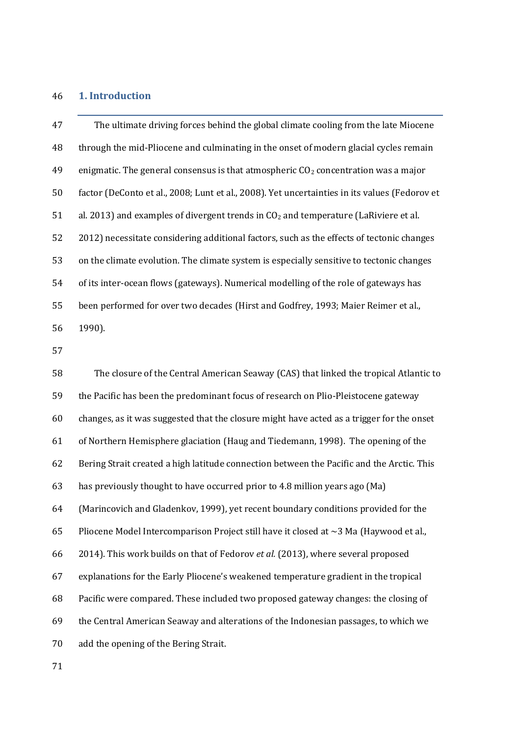## 1. Introduction

The ultimate driving forces behind the global climate cooling from the late Miocene through the mid-Pliocene and culminating in the onset of modern glacial cycles remain enigmatic. The general consensus is that atmospheric $CO_2$ concentration was a major factor (DeConto et al., 2008; Lunt et al., 2008). Yet uncertainties in its values (Fedorov et al. 2013) and examples of divergent trends in $CO_2$ and temperature (LaRiviere et al. 2012) necessitate considering additional factors, such as the effects of tectonic changes on the climate evolution. The climate system is especially sensitive to tectonic changes of its inter-ocean flows (gateways). Numerical modelling of the role of gateways has been performed for over two decades (Hirst and Godfrey, 1993; Maier Reimer et al., 1990).

The closure of the Central American Seaway (CAS) that linked the tropical Atlantic to the Pacific has been the predominant focus of research on Plio-Pleistocene gateway changes, as it was suggested that the closure might have acted as a trigger for the onset of Northern Hemisphere glaciation (Haug and Tiedemann, 1998). The opening of the Bering Strait created a high latitude connection between the Pacific and the Arctic. This has previously thought to have occurred prior to 4.8 million years ago (Ma) (Marincovich and Gladenkov, 1999), yet recent boundary conditions provided for the Pliocene Model Intercomparison Project still have it closed at ~3 Ma (Haywood et al., 2014). This work builds on that of Fedorov *et al.* (2013), where several proposed explanations for the Early Pliocene's weakened temperature gradient in the tropical Pacific were compared. These included two proposed gateway changes: the closing of the Central American Seaway and alterations of the Indonesian passages, to which we add the opening of the Bering Strait.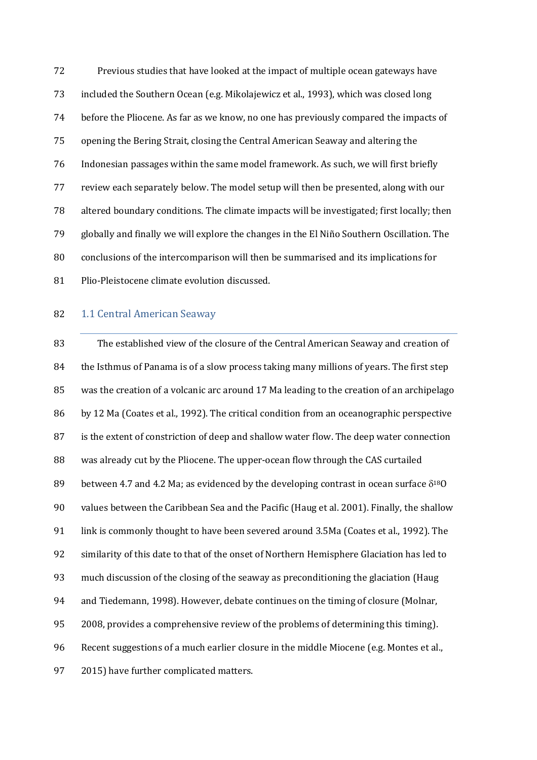Previous studies that have looked at the impact of multiple ocean gateways have included the Southern Ocean (e.g. Mikolajewicz et al., 1993), which was closed long before the Pliocene. As far as we know, no one has previously compared the impacts of opening the Bering Strait, closing the Central American Seaway and altering the Indonesian passages within the same model framework. As such, we will first briefly review each separately below. The model setup will then be presented, along with our altered boundary conditions. The climate impacts will be investigated; first locally; then globally and finally we will explore the changes in the El Niño Southern Oscillation. The conclusions of the intercomparison will then be summarised and its implications for Plio-Pleistocene climate evolution discussed.

## 1.1 Central American Seaway

The established view of the closure of the Central American Seaway and creation of the Isthmus of Panama is of a slow process taking many millions of years. The first step was the creation of a volcanic arc around 17 Ma leading to the creation of an archipelago by 12 Ma (Coates et al., 1992). The critical condition from an oceanographic perspective is the extent of constriction of deep and shallow water flow. The deep water connection was already cut by the Pliocene. The upper-ocean flow through the CAS curtailed between 4.7 and 4.2 Ma; as evidenced by the developing contrast in ocean surface $\delta^{18}O$ values between the Caribbean Sea and the Pacific (Haug et al. 2001). Finally, the shallow link is commonly thought to have been severed around 3.5Ma (Coates et al., 1992). The similarity of this date to that of the onset of Northern Hemisphere Glaciation has led to much discussion of the closing of the seaway as preconditioning the glaciation (Haug and Tiedemann, 1998). However, debate continues on the timing of closure (Molnar, 2008, provides a comprehensive review of the problems of determining this timing). Recent suggestions of a much earlier closure in the middle Miocene (e.g. Montes et al., 2015) have further complicated matters.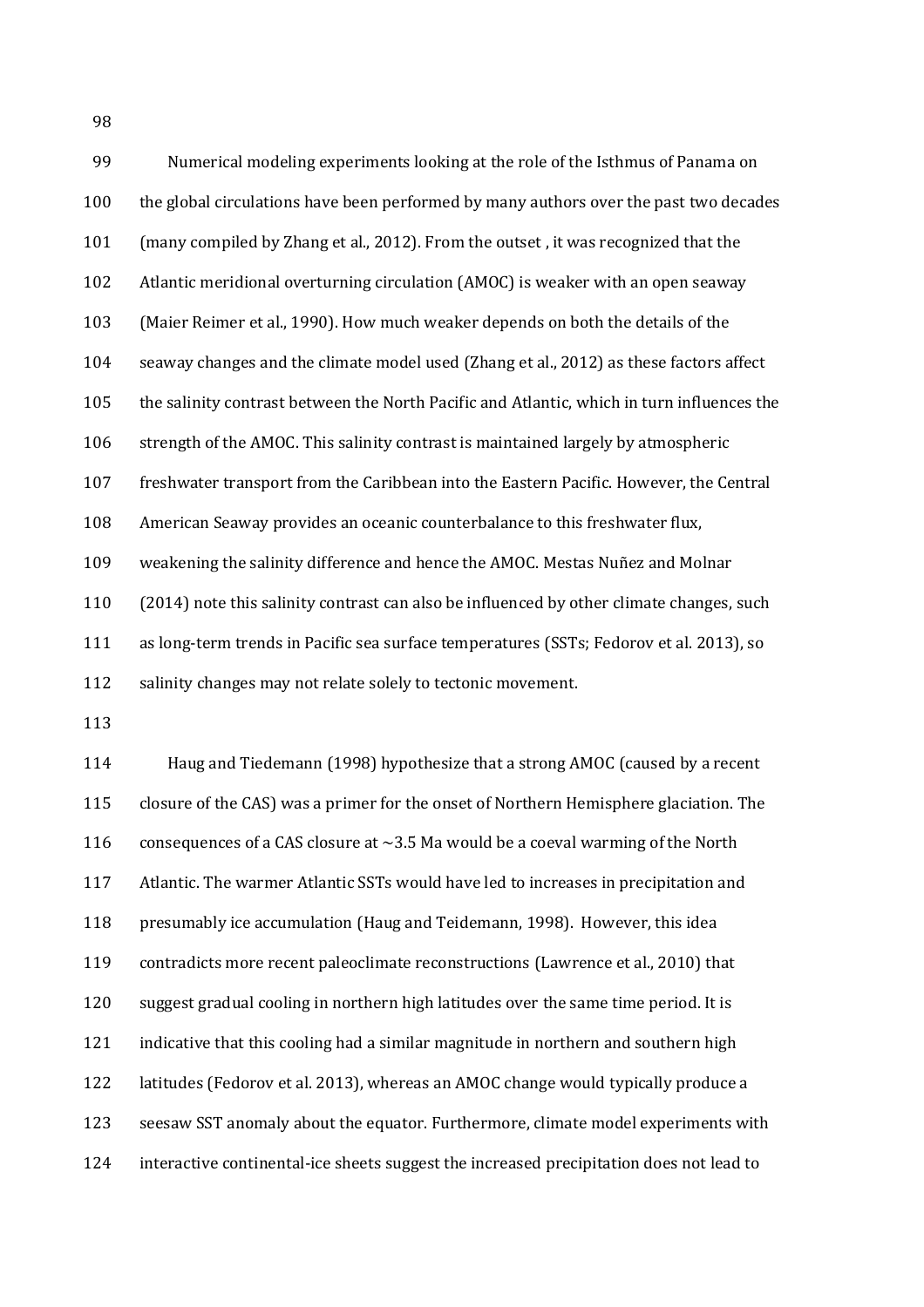Numerical modeling experiments looking at the role of the Isthmus of Panama on the global circulations have been performed by many authors over the past two decades (many compiled by Zhang et al., 2012). From the outset , it was recognized that the Atlantic meridional overturning circulation (AMOC) is weaker with an open seaway (Maier Reimer et al., 1990). How much weaker depends on both the details of the seaway changes and the climate model used (Zhang et al., 2012) as these factors affect the salinity contrast between the North Pacific and Atlantic, which in turn influences the strength of the AMOC. This salinity contrast is maintained largely by atmospheric freshwater transport from the Caribbean into the Eastern Pacific. However, the Central American Seaway provides an oceanic counterbalance to this freshwater flux, weakening the salinity difference and hence the AMOC. Mestas Nuñez and Molnar (2014) note this salinity contrast can also be influenced by other climate changes, such as long-term trends in Pacific sea surface temperatures (SSTs; Fedorov et al. 2013), so salinity changes may not relate solely to tectonic movement.

Haug and Tiedemann (1998) hypothesize that a strong AMOC (caused by a recent closure of the CAS) was a primer for the onset of Northern Hemisphere glaciation. The consequences of a CAS closure at ~3.5 Ma would be a coeval warming of the North Atlantic. The warmer Atlantic SSTs would have led to increases in precipitation and presumably ice accumulation (Haug and Teidemann, 1998). However, this idea contradicts more recent paleoclimate reconstructions (Lawrence et al., 2010) that suggest gradual cooling in northern high latitudes over the same time period. It is indicative that this cooling had a similar magnitude in northern and southern high latitudes (Fedorov et al. 2013), whereas an AMOC change would typically produce a seesaw SST anomaly about the equator. Furthermore, climate model experiments with interactive continental-ice sheets suggest the increased precipitation does not lead to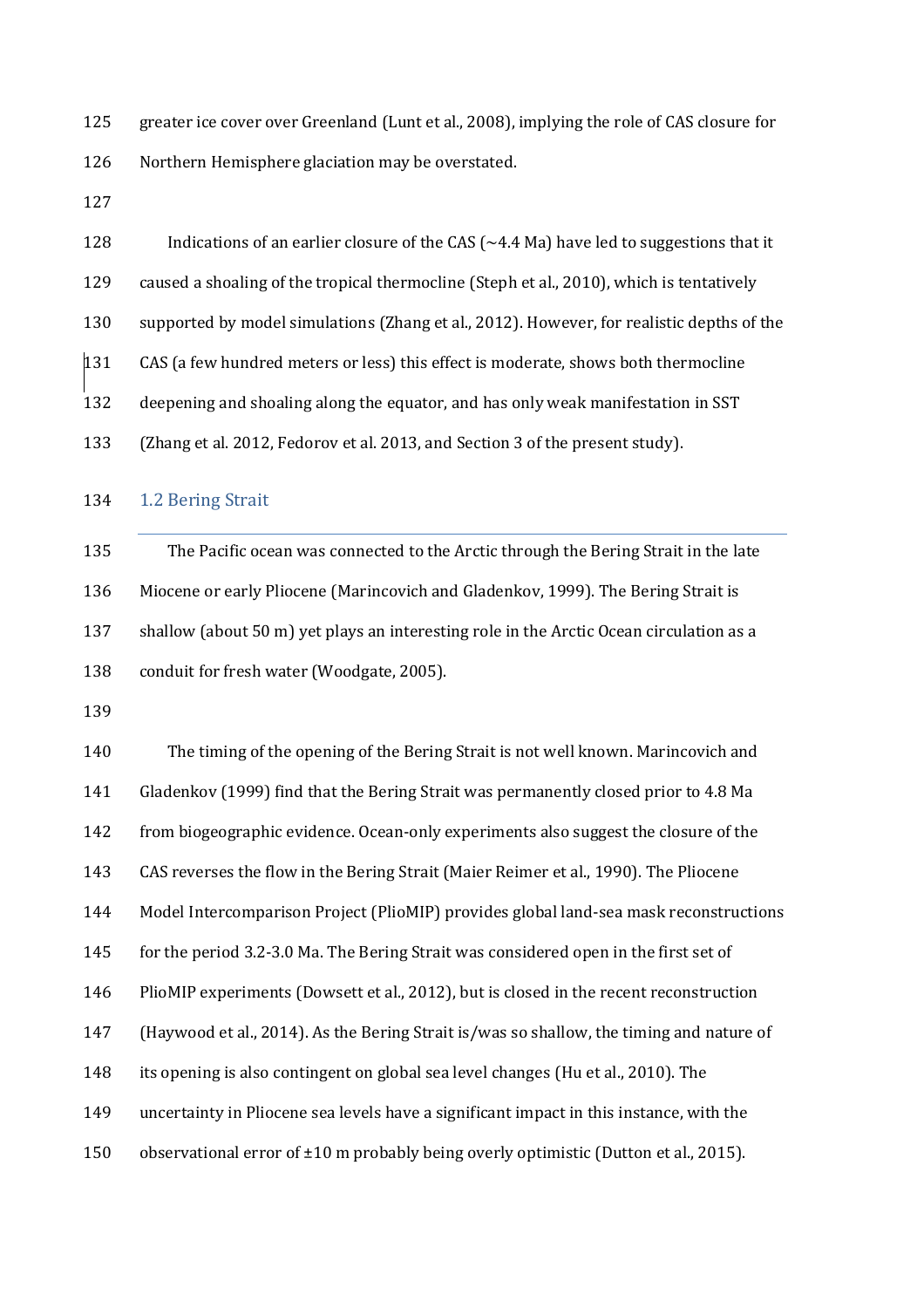greater ice cover over Greenland (Lunt et al., 2008), implying the role of CAS closure for Northern Hemisphere glaciation may be overstated.

Indications of an earlier closure of the CAS (~4.4 Ma) have led to suggestions that it caused a shoaling of the tropical thermocline (Steph et al., 2010), which is tentatively supported by model simulations (Zhang et al., 2012). However, for realistic depths of the CAS (a few hundred meters or less) this effect is moderate, shows both thermocline deepening and shoaling along the equator, and has only weak manifestation in SST (Zhang et al. 2012, Fedorov et al. 2013, and Section 3 of the present study).

### 1.2 Bering Strait

The Pacific ocean was connected to the Arctic through the Bering Strait in the late Miocene or early Pliocene (Marincovich and Gladenkov, 1999). The Bering Strait is shallow (about 50 m) yet plays an interesting role in the Arctic Ocean circulation as a conduit for fresh water (Woodgate, 2005).

The timing of the opening of the Bering Strait is not well known. Marincovich and Gladenkov (1999) find that the Bering Strait was permanently closed prior to 4.8 Ma from biogeographic evidence. Ocean-only experiments also suggest the closure of the CAS reverses the flow in the Bering Strait (Maier Reimer et al., 1990). The Pliocene Model Intercomparison Project (PlioMIP) provides global land-sea mask reconstructions for the period 3.2-3.0 Ma. The Bering Strait was considered open in the first set of PlioMIP experiments (Dowsett et al., 2012), but is closed in the recent reconstruction (Haywood et al., 2014). As the Bering Strait is/was so shallow, the timing and nature of its opening is also contingent on global sea level changes (Hu et al., 2010). The uncertainty in Pliocene sea levels have a significant impact in this instance, with the observational error of ±10 m probably being overly optimistic (Dutton et al., 2015).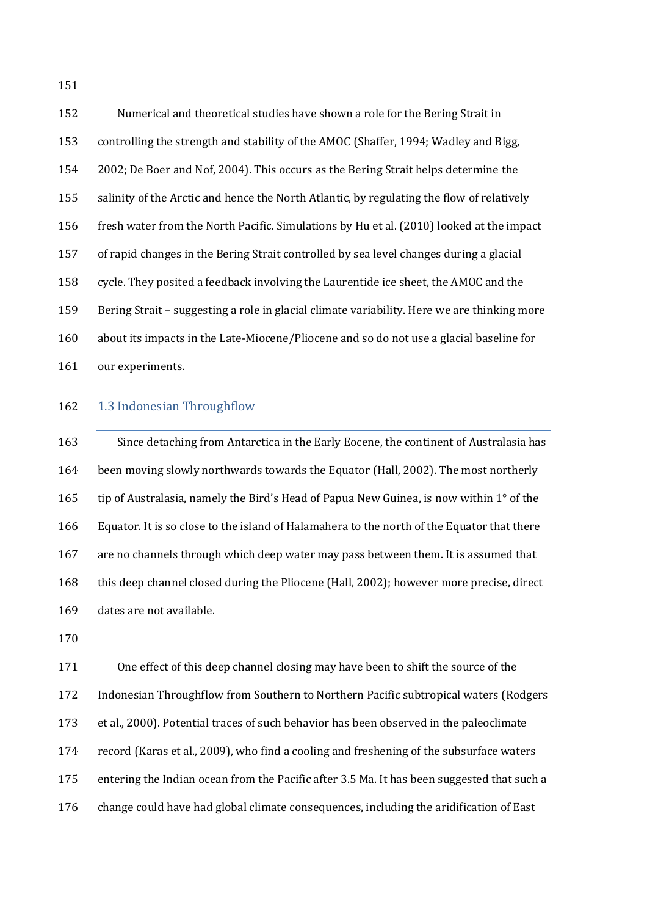Numerical and theoretical studies have shown a role for the Bering Strait in controlling the strength and stability of the AMOC (Shaffer, 1994; Wadley and Bigg, 2002; De Boer and Nof, 2004). This occurs as the Bering Strait helps determine the salinity of the Arctic and hence the North Atlantic, by regulating the flow of relatively fresh water from the North Pacific. Simulations by Hu et al. (2010) looked at the impact of rapid changes in the Bering Strait controlled by sea level changes during a glacial cycle. They posited a feedback involving the Laurentide ice sheet, the AMOC and the Bering Strait – suggesting a role in glacial climate variability. Here we are thinking more about its impacts in the Late-Miocene/Pliocene and so do not use a glacial baseline for our experiments.

### 1.3 Indonesian Throughflow

Since detaching from Antarctica in the Early Eocene, the continent of Australasia has been moving slowly northwards towards the Equator (Hall, 2002). The most northerly tip of Australasia, namely the Bird's Head of Papua New Guinea, is now within 1° of the Equator. It is so close to the island of Halamahera to the north of the Equator that there are no channels through which deep water may pass between them. It is assumed that this deep channel closed during the Pliocene (Hall, 2002); however more precise, direct dates are not available.

One effect of this deep channel closing may have been to shift the source of the Indonesian Throughflow from Southern to Northern Pacific subtropical waters (Rodgers et al., 2000). Potential traces of such behavior has been observed in the paleoclimate record (Karas et al., 2009), who find a cooling and freshening of the subsurface waters entering the Indian ocean from the Pacific after 3.5 Ma. It has been suggested that such a change could have had global climate consequences, including the aridification of East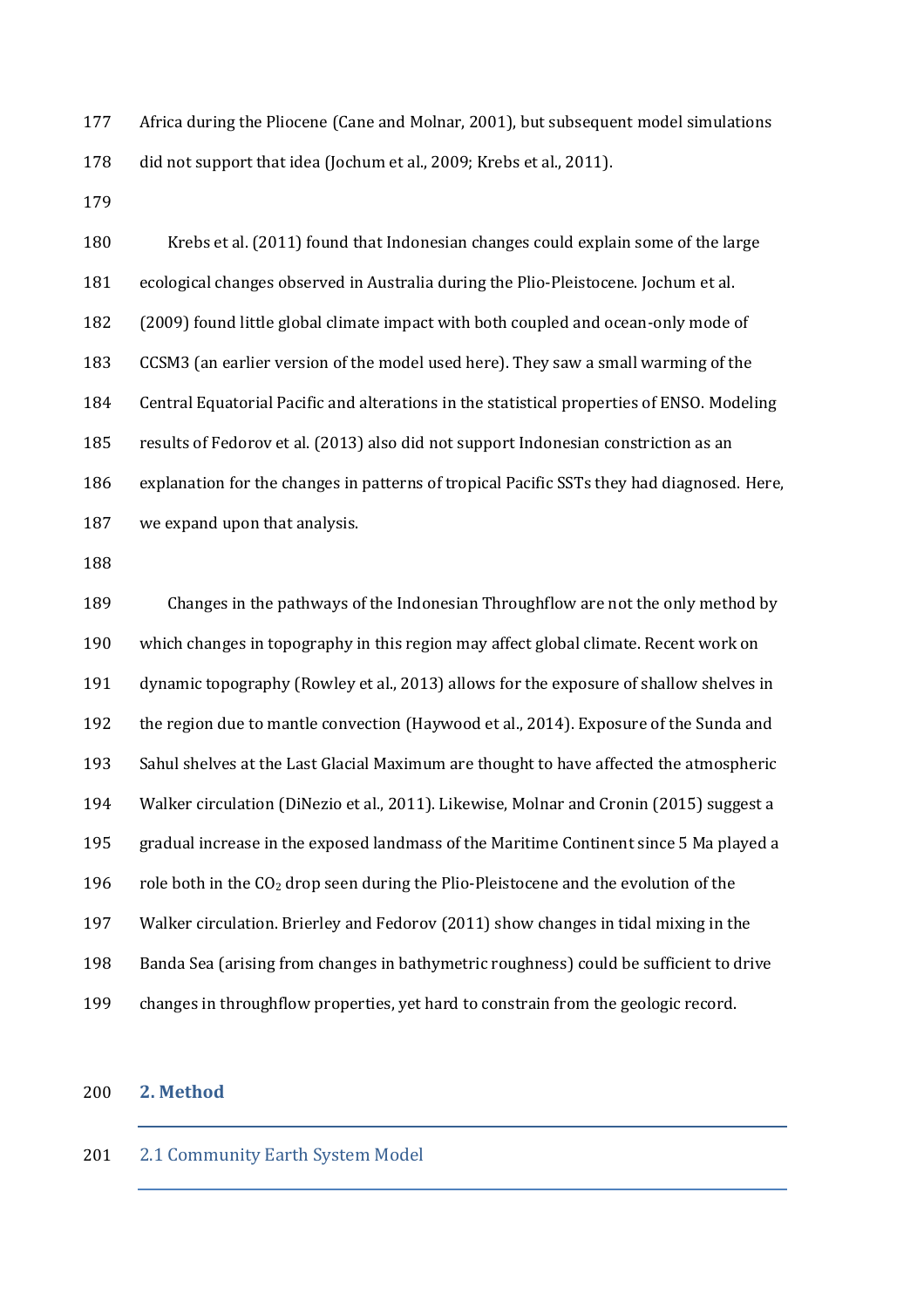Africa during the Pliocene (Cane and Molnar, 2001), but subsequent model simulations did not support that idea (Jochum et al., 2009; Krebs et al., 2011).

Krebs et al. (2011) found that Indonesian changes could explain some of the large ecological changes observed in Australia during the Plio-Pleistocene. Jochum et al. (2009) found little global climate impact with both coupled and ocean-only mode of CCSM3 (an earlier version of the model used here). They saw a small warming of the Central Equatorial Pacific and alterations in the statistical properties of ENSO. Modeling results of Fedorov et al. (2013) also did not support Indonesian constriction as an explanation for the changes in patterns of tropical Pacific SSTs they had diagnosed. Here, we expand upon that analysis.

Changes in the pathways of the Indonesian Throughflow are not the only method by which changes in topography in this region may affect global climate. Recent work on dynamic topography (Rowley et al., 2013) allows for the exposure of shallow shelves in the region due to mantle convection (Haywood et al., 2014). Exposure of the Sunda and Sahul shelves at the Last Glacial Maximum are thought to have affected the atmospheric Walker circulation (DiNezio et al., 2011). Likewise, Molnar and Cronin (2015) suggest a gradual increase in the exposed landmass of the Maritime Continent since 5 Ma played a role both in the $CO_2$ drop seen during the Plio-Pleistocene and the evolution of the Walker circulation. Brierley and Fedorov (2011) show changes in tidal mixing in the Banda Sea (arising from changes in bathymetric roughness) could be sufficient to drive changes in throughflow properties, yet hard to constrain from the geologic record.

## 2. Method

### 2.1 Community Earth System Model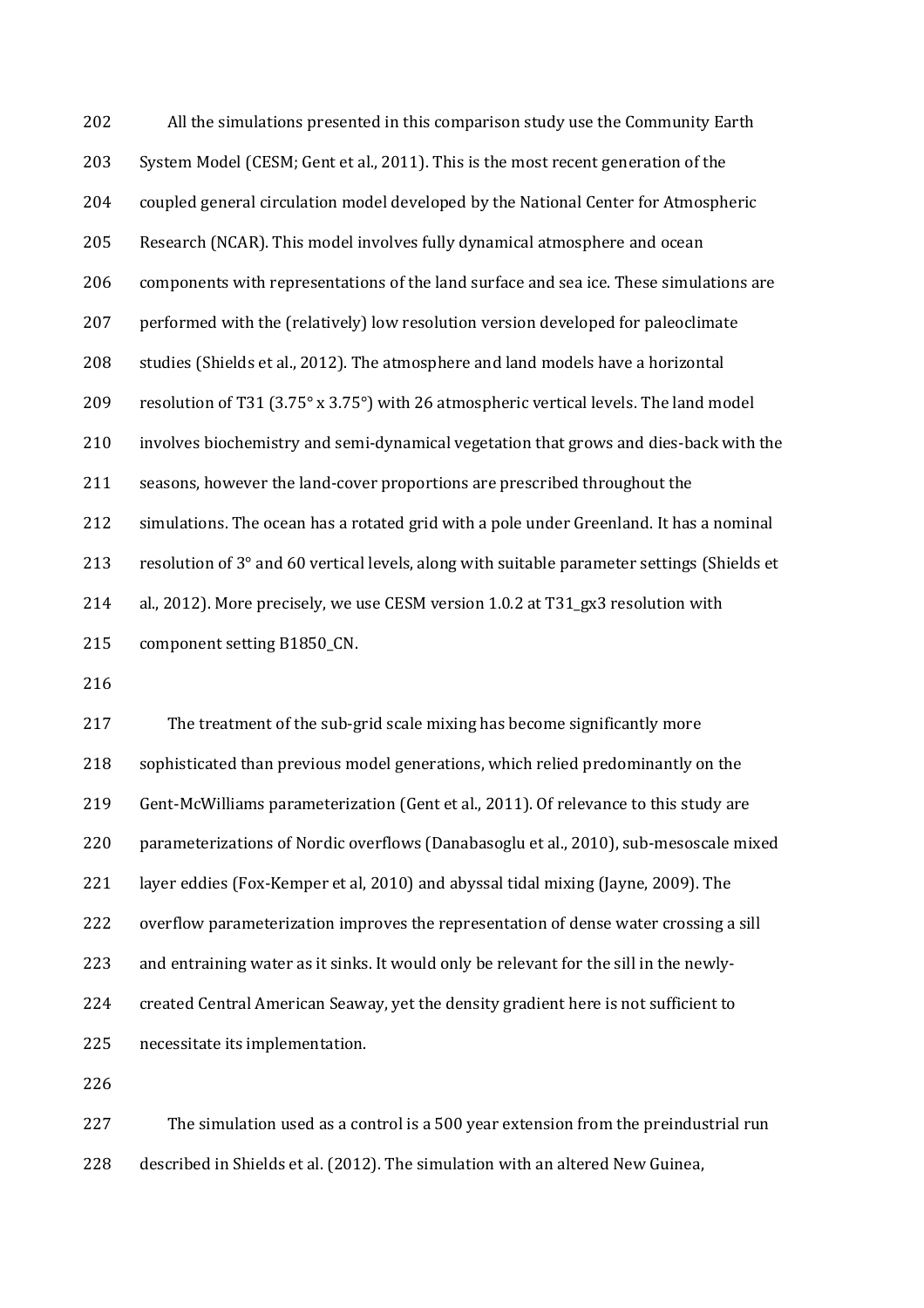All the simulations presented in this comparison study use the Community Earth System Model (CESM; Gent et al., 2011). This is the most recent generation of the coupled general circulation model developed by the National Center for Atmospheric Research (NCAR). This model involves fully dynamical atmosphere and ocean components with representations of the land surface and sea ice. These simulations are performed with the (relatively) low resolution version developed for paleoclimate studies (Shields et al., 2012). The atmosphere and land models have a horizontal resolution of T31 (3.75° x 3.75°) with 26 atmospheric vertical levels. The land model involves biochemistry and semi-dynamical vegetation that grows and dies-back with the seasons, however the land-cover proportions are prescribed throughout the simulations. The ocean has a rotated grid with a pole under Greenland. It has a nominal resolution of 3° and 60 vertical levels, along with suitable parameter settings (Shields et al., 2012). More precisely, we use CESM version 1.0.2 at T31_gx3 resolution with component setting B1850_CN.

The treatment of the sub-grid scale mixing has become significantly more sophisticated than previous model generations, which relied predominantly on the Gent-McWilliams parameterization (Gent et al., 2011). Of relevance to this study are parameterizations of Nordic overflows (Danabasoglu et al., 2010), sub-mesoscale mixed layer eddies (Fox-Kemper et al, 2010) and abyssal tidal mixing (Jayne, 2009). The overflow parameterization improves the representation of dense water crossing a sill and entraining water as it sinks. It would only be relevant for the sill in the newly-created Central American Seaway, yet the density gradient here is not sufficient to necessitate its implementation.

The simulation used as a control is a 500 year extension from the preindustrial run described in Shields et al. (2012). The simulation with an altered New Guinea,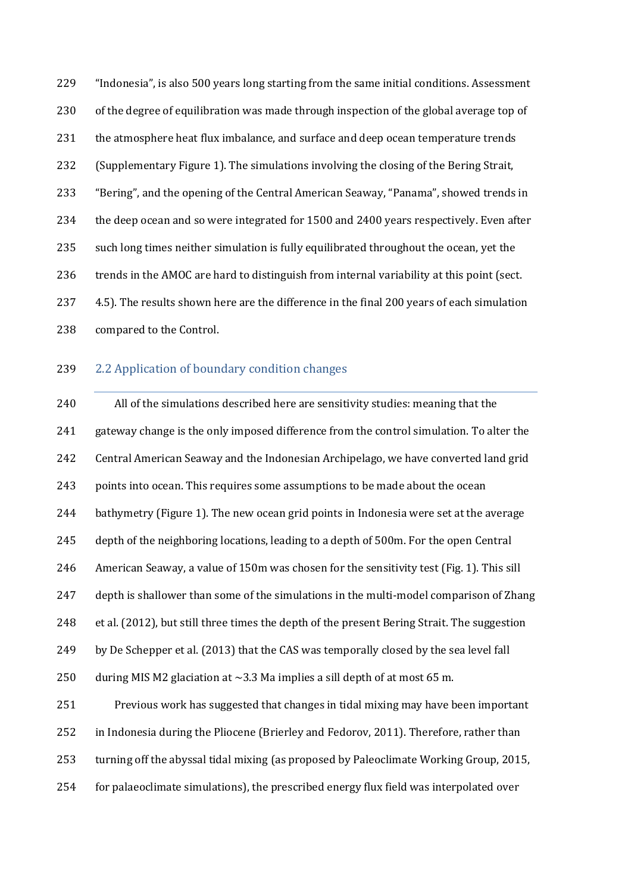"Indonesia", is also 500 years long starting from the same initial conditions. Assessment of the degree of equilibration was made through inspection of the global average top of the atmosphere heat flux imbalance, and surface and deep ocean temperature trends (Supplementary Figure 1). The simulations involving the closing of the Bering Strait, "Bering", and the opening of the Central American Seaway, "Panama", showed trends in the deep ocean and so were integrated for 1500 and 2400 years respectively. Even after such long times neither simulation is fully equilibrated throughout the ocean, yet the trends in the AMOC are hard to distinguish from internal variability at this point (sect. 4.5). The results shown here are the difference in the final 200 years of each simulation compared to the Control.

## 2.2 Application of boundary condition changes

All of the simulations described here are sensitivity studies: meaning that the gateway change is the only imposed difference from the control simulation. To alter the Central American Seaway and the Indonesian Archipelago, we have converted land grid points into ocean. This requires some assumptions to be made about the ocean bathymetry (Figure 1). The new ocean grid points in Indonesia were set at the average depth of the neighboring locations, leading to a depth of 500m. For the open Central American Seaway, a value of 150m was chosen for the sensitivity test (Fig. 1). This sill depth is shallower than some of the simulations in the multi-model comparison of Zhang et al. (2012), but still three times the depth of the present Bering Strait. The suggestion by De Schepper et al. (2013) that the CAS was temporally closed by the sea level fall during MIS M2 glaciation at ~3.3 Ma implies a sill depth of at most 65 m.

Previous work has suggested that changes in tidal mixing may have been important in Indonesia during the Pliocene (Brierley and Fedorov, 2011). Therefore, rather than turning off the abyssal tidal mixing (as proposed by Paleoclimate Working Group, 2015, for palaeoclimate simulations), the prescribed energy flux field was interpolated over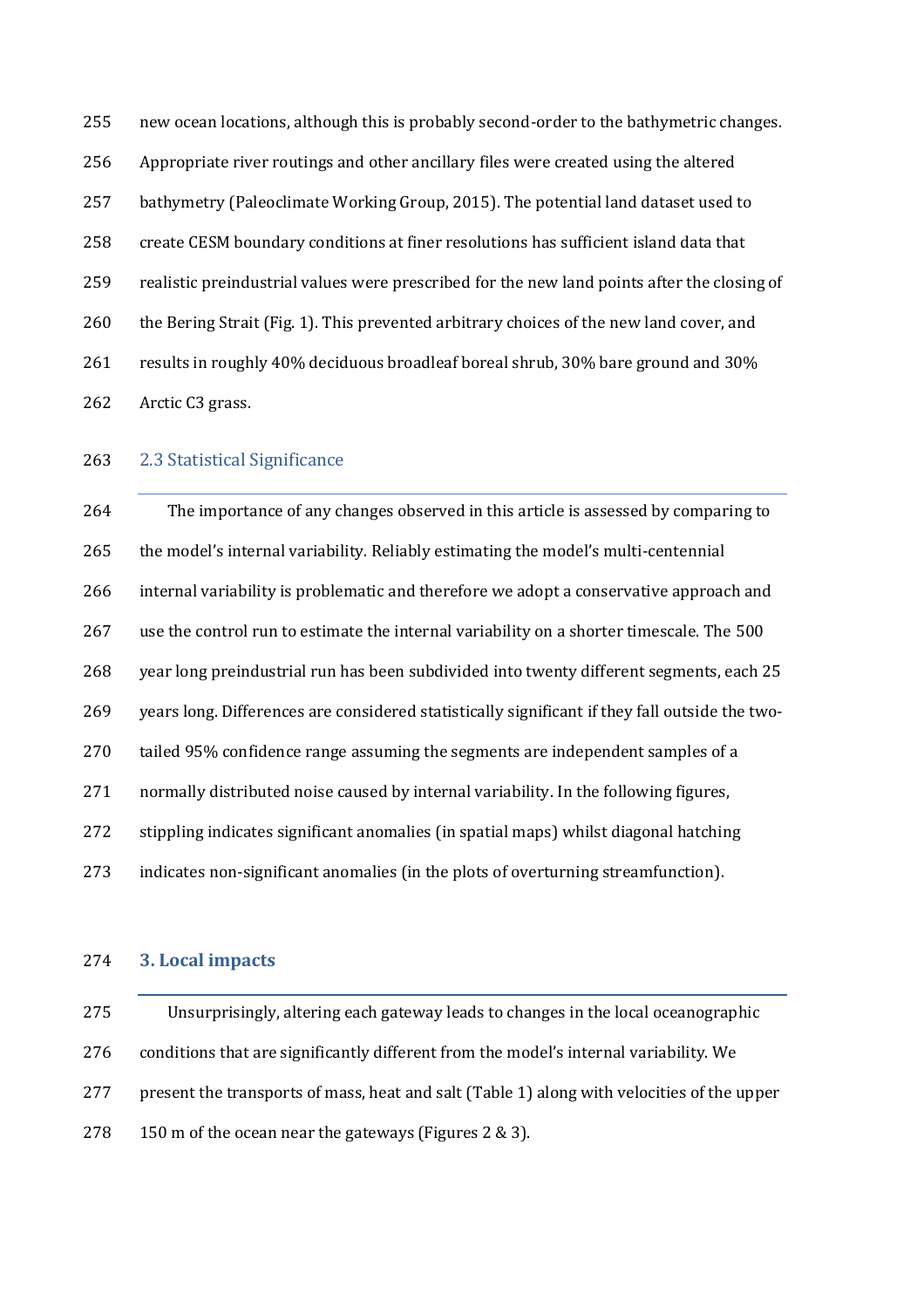new ocean locations, although this is probably second-order to the bathymetric changes. Appropriate river routings and other ancillary files were created using the altered bathymetry (Paleoclimate Working Group, 2015). The potential land dataset used to create CESM boundary conditions at finer resolutions has sufficient island data that realistic preindustrial values were prescribed for the new land points after the closing of the Bering Strait (Fig. 1). This prevented arbitrary choices of the new land cover, and results in roughly 40% deciduous broadleaf boreal shrub, 30% bare ground and 30% Arctic C3 grass.

### 2.3 Statistical Significance

The importance of any changes observed in this article is assessed by comparing to the model's internal variability. Reliably estimating the model's multi-centennial internal variability is problematic and therefore we adopt a conservative approach and use the control run to estimate the internal variability on a shorter timescale. The 500 year long preindustrial run has been subdivided into twenty different segments, each 25 years long. Differences are considered statistically significant if they fall outside the two-tailed 95% confidence range assuming the segments are independent samples of a normally distributed noise caused by internal variability. In the following figures, stippling indicates significant anomalies (in spatial maps) whilst diagonal hatching indicates non-significant anomalies (in the plots of overturning streamfunction).

## 3. Local impacts

Unsurprisingly, altering each gateway leads to changes in the local oceanographic conditions that are significantly different from the model's internal variability. We present the transports of mass, heat and salt (Table 1) along with velocities of the upper 150 m of the ocean near the gateways (Figures 2 & 3).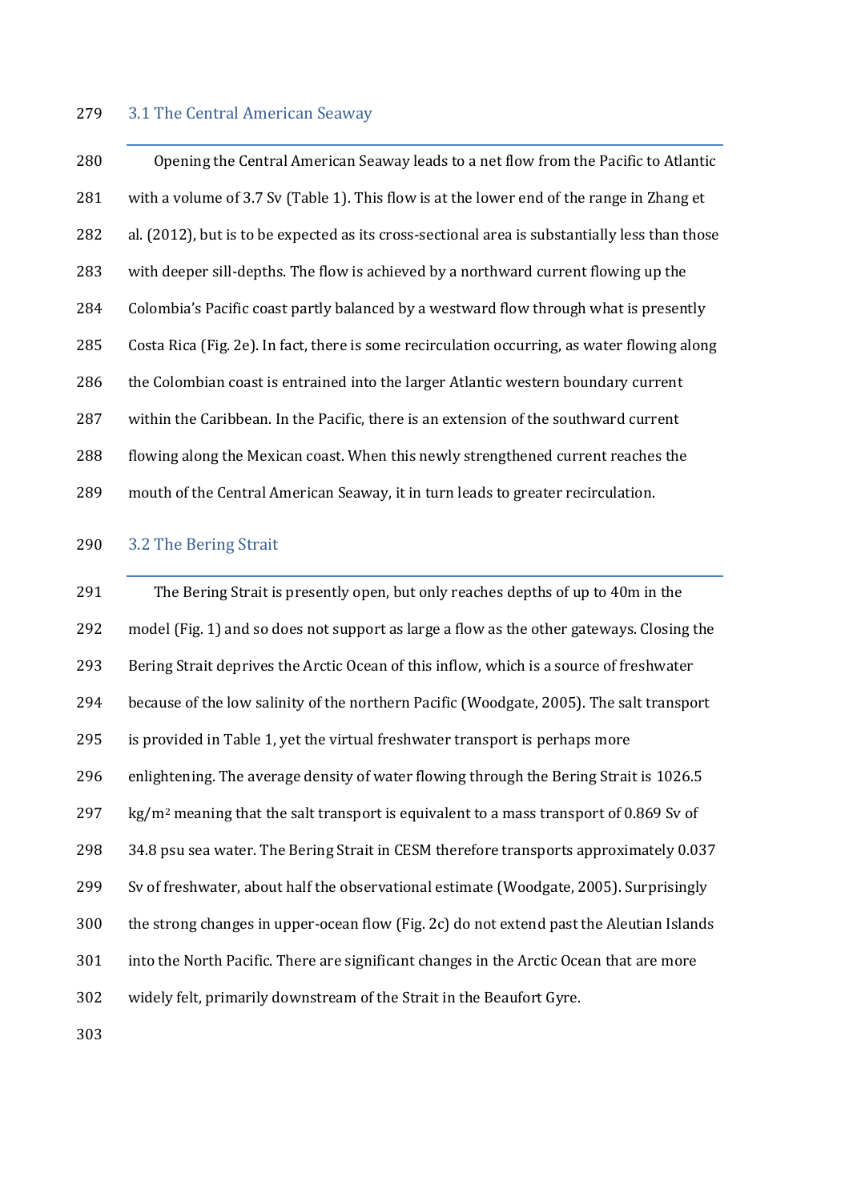### 3.1 The Central American Seaway

Opening the Central American Seaway leads to a net flow from the Pacific to Atlantic with a volume of 3.7 Sv (Table 1). This flow is at the lower end of the range in Zhang et al. (2012), but is to be expected as its cross-sectional area is substantially less than those with deeper sill-depths. The flow is achieved by a northward current flowing up the Colombia's Pacific coast partly balanced by a westward flow through what is presently Costa Rica (Fig. 2e). In fact, there is some recirculation occurring, as water flowing along the Colombian coast is entrained into the larger Atlantic western boundary current within the Caribbean. In the Pacific, there is an extension of the southward current flowing along the Mexican coast. When this newly strengthened current reaches the mouth of the Central American Seaway, it in turn leads to greater recirculation.

### 3.2 The Bering Strait

The Bering Strait is presently open, but only reaches depths of up to 40m in the model (Fig. 1) and so does not support as large a flow as the other gateways. Closing the Bering Strait deprives the Arctic Ocean of this inflow, which is a source of freshwater because of the low salinity of the northern Pacific (Woodgate, 2005). The salt transport is provided in Table 1, yet the virtual freshwater transport is perhaps more enlightening. The average density of water flowing through the Bering Strait is 1026.5 $kg/m^2$ meaning that the salt transport is equivalent to a mass transport of 0.869 Sv of 34.8 psu sea water. The Bering Strait in CESM therefore transports approximately 0.037 Sv of freshwater, about half the observational estimate (Woodgate, 2005). Surprisingly the strong changes in upper-ocean flow (Fig. 2c) do not extend past the Aleutian Islands into the North Pacific. There are significant changes in the Arctic Ocean that are more widely felt, primarily downstream of the Strait in the Beaufort Gyre.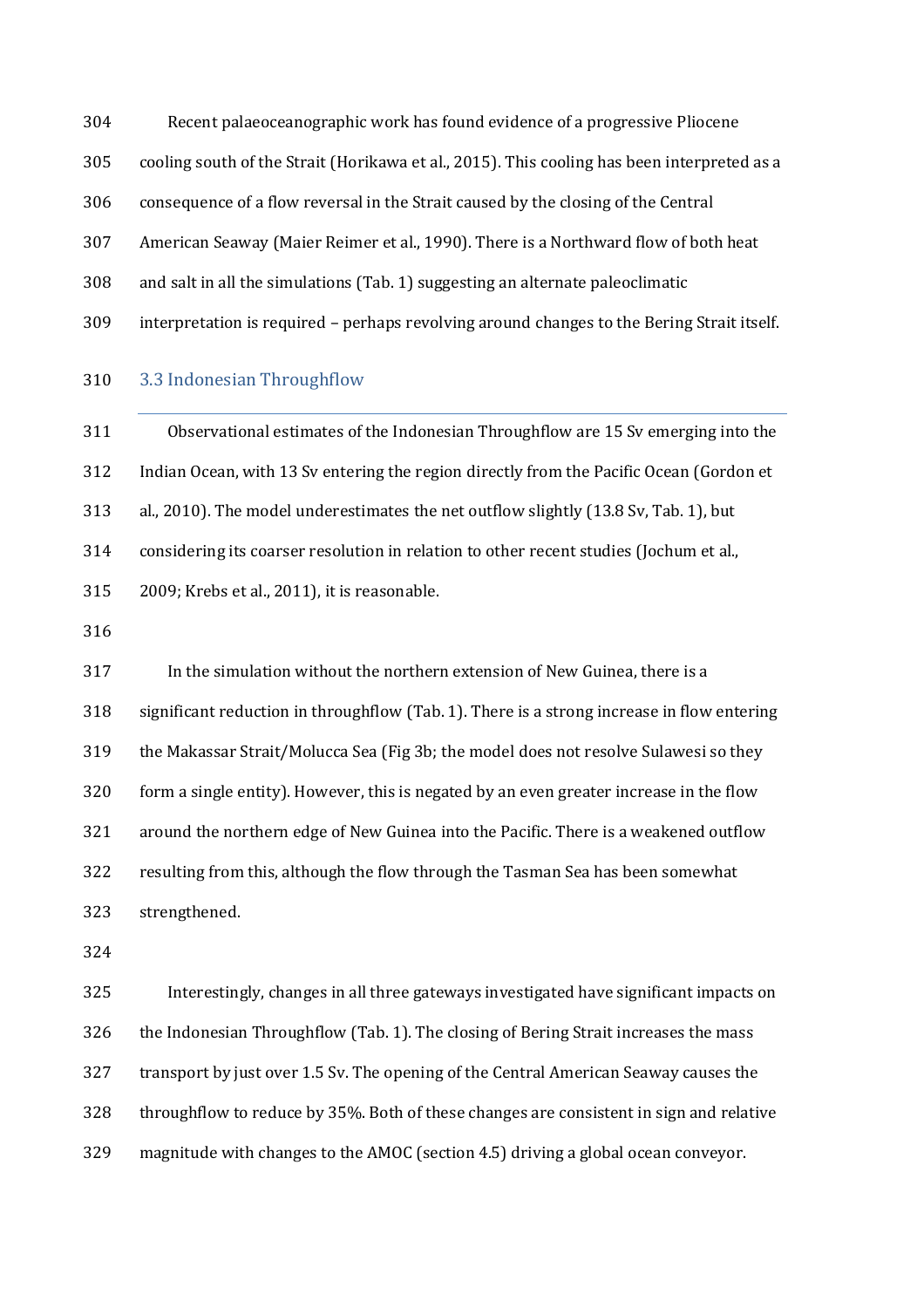Recent palaeoceanographic work has found evidence of a progressive Pliocene cooling south of the Strait (Horikawa et al., 2015). This cooling has been interpreted as a consequence of a flow reversal in the Strait caused by the closing of the Central American Seaway (Maier Reimer et al., 1990). There is a Northward flow of both heat and salt in all the simulations (Tab. 1) suggesting an alternate paleoclimatic interpretation is required – perhaps revolving around changes to the Bering Strait itself.

### 3.3 Indonesian Throughflow

Observational estimates of the Indonesian Throughflow are 15 Sv emerging into the Indian Ocean, with 13 Sv entering the region directly from the Pacific Ocean (Gordon et al., 2010). The model underestimates the net outflow slightly (13.8 Sv, Tab. 1), but considering its coarser resolution in relation to other recent studies (Jochum et al., 2009; Krebs et al., 2011), it is reasonable.

In the simulation without the northern extension of New Guinea, there is a significant reduction in throughflow (Tab. 1). There is a strong increase in flow entering the Makassar Strait/Molucca Sea (Fig 3b; the model does not resolve Sulawesi so they form a single entity). However, this is negated by an even greater increase in the flow around the northern edge of New Guinea into the Pacific. There is a weakened outflow resulting from this, although the flow through the Tasman Sea has been somewhat strengthened.

Interestingly, changes in all three gateways investigated have significant impacts on the Indonesian Throughflow (Tab. 1). The closing of Bering Strait increases the mass transport by just over 1.5 Sv. The opening of the Central American Seaway causes the throughflow to reduce by 35%. Both of these changes are consistent in sign and relative magnitude with changes to the AMOC (section 4.5) driving a global ocean conveyor.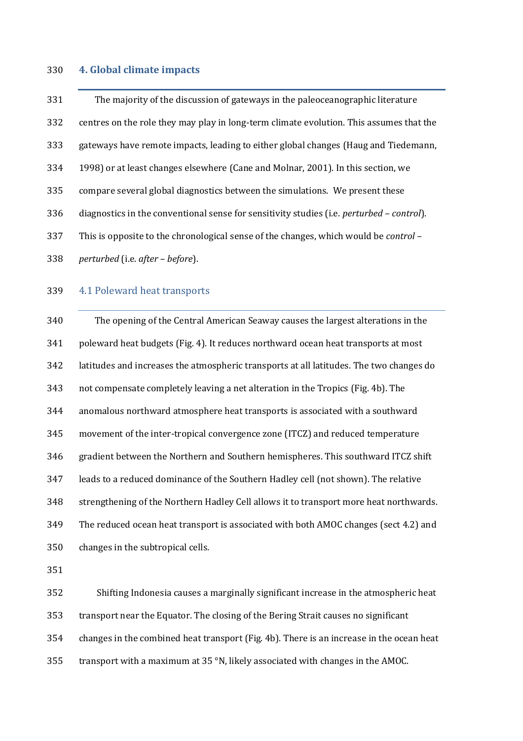## 4. Global climate impacts

The majority of the discussion of gateways in the paleoceanographic literature centres on the role they may play in long-term climate evolution. This assumes that the gateways have remote impacts, leading to either global changes (Haug and Tiedemann, 1998) or at least changes elsewhere (Cane and Molnar, 2001). In this section, we compare several global diagnostics between the simulations. We present these diagnostics in the conventional sense for sensitivity studies (i.e. *perturbed* – *control*). This is opposite to the chronological sense of the changes, which would be *control* – *perturbed* (i.e. *after* – *before*).

### 4.1 Poleward heat transports

The opening of the Central American Seaway causes the largest alterations in the poleward heat budgets (Fig. 4). It reduces northward ocean heat transports at most latitudes and increases the atmospheric transports at all latitudes. The two changes do not compensate completely leaving a net alteration in the Tropics (Fig. 4b). The anomalous northward atmosphere heat transports is associated with a southward movement of the inter-tropical convergence zone (ITCZ) and reduced temperature gradient between the Northern and Southern hemispheres. This southward ITCZ shift leads to a reduced dominance of the Southern Hadley cell (not shown). The relative strengthening of the Northern Hadley Cell allows it to transport more heat northwards. The reduced ocean heat transport is associated with both AMOC changes (sect 4.2) and changes in the subtropical cells.

Shifting Indonesia causes a marginally significant increase in the atmospheric heat transport near the Equator. The closing of the Bering Strait causes no significant changes in the combined heat transport (Fig. 4b). There is an increase in the ocean heat transport with a maximum at 35 °N, likely associated with changes in the AMOC.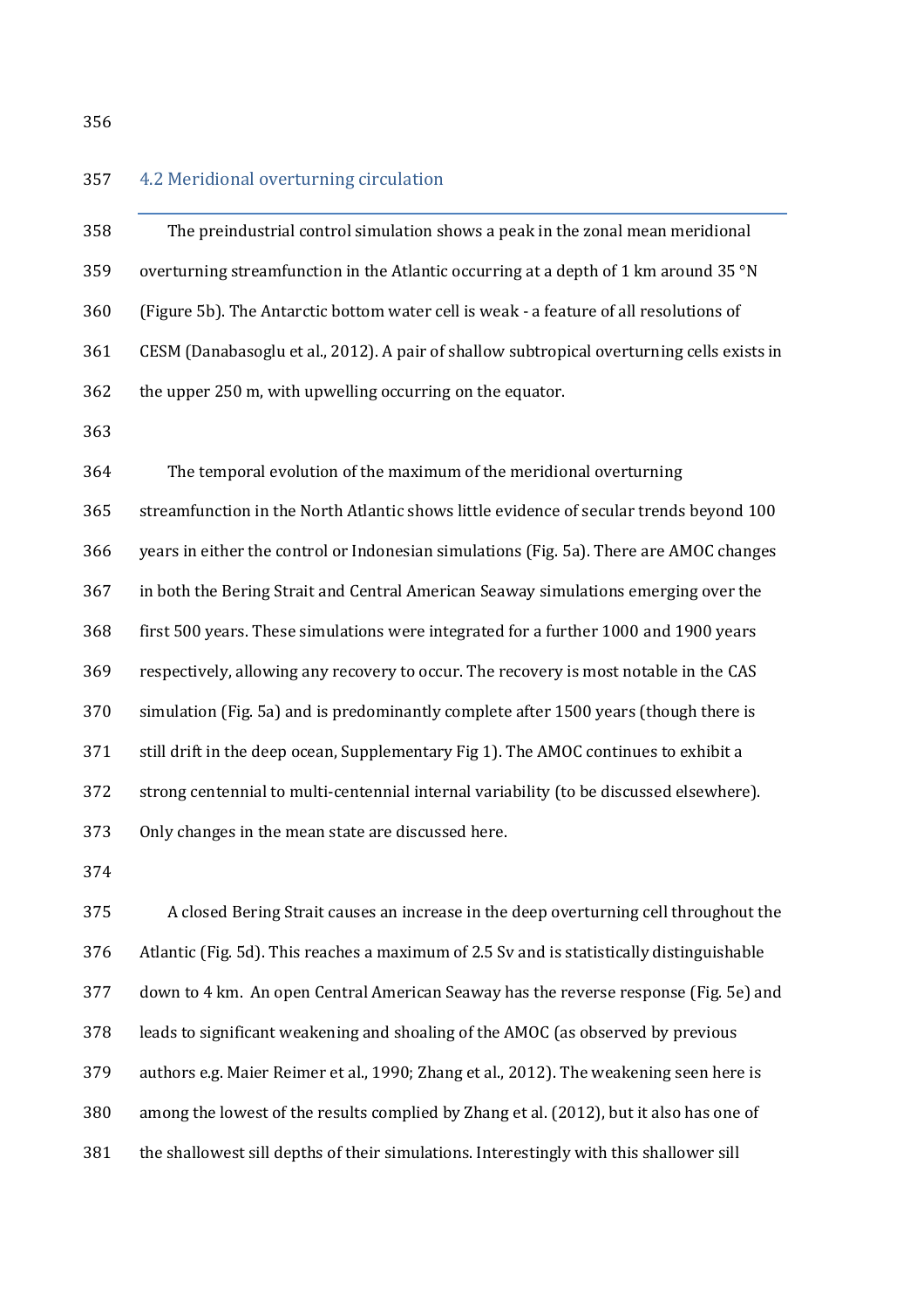### 4.2 Meridional overturning circulation

The preindustrial control simulation shows a peak in the zonal mean meridional overturning streamfunction in the Atlantic occurring at a depth of 1 km around 35 °N (Figure 5b). The Antarctic bottom water cell is weak - a feature of all resolutions of CESM (Danabasoglu et al., 2012). A pair of shallow subtropical overturning cells exists in the upper 250 m, with upwelling occurring on the equator.

The temporal evolution of the maximum of the meridional overturning streamfunction in the North Atlantic shows little evidence of secular trends beyond 100 years in either the control or Indonesian simulations (Fig. 5a). There are AMOC changes in both the Bering Strait and Central American Seaway simulations emerging over the first 500 years. These simulations were integrated for a further 1000 and 1900 years respectively, allowing any recovery to occur. The recovery is most notable in the CAS simulation (Fig. 5a) and is predominantly complete after 1500 years (though there is still drift in the deep ocean, Supplementary Fig 1). The AMOC continues to exhibit a strong centennial to multi-centennial internal variability (to be discussed elsewhere). Only changes in the mean state are discussed here.

A closed Bering Strait causes an increase in the deep overturning cell throughout the Atlantic (Fig. 5d). This reaches a maximum of 2.5 Sv and is statistically distinguishable down to 4 km. An open Central American Seaway has the reverse response (Fig. 5e) and leads to significant weakening and shoaling of the AMOC (as observed by previous authors e.g. Maier Reimer et al., 1990; Zhang et al., 2012). The weakening seen here is among the lowest of the results complied by Zhang et al. (2012), but it also has one of the shallowest sill depths of their simulations. Interestingly with this shallower sill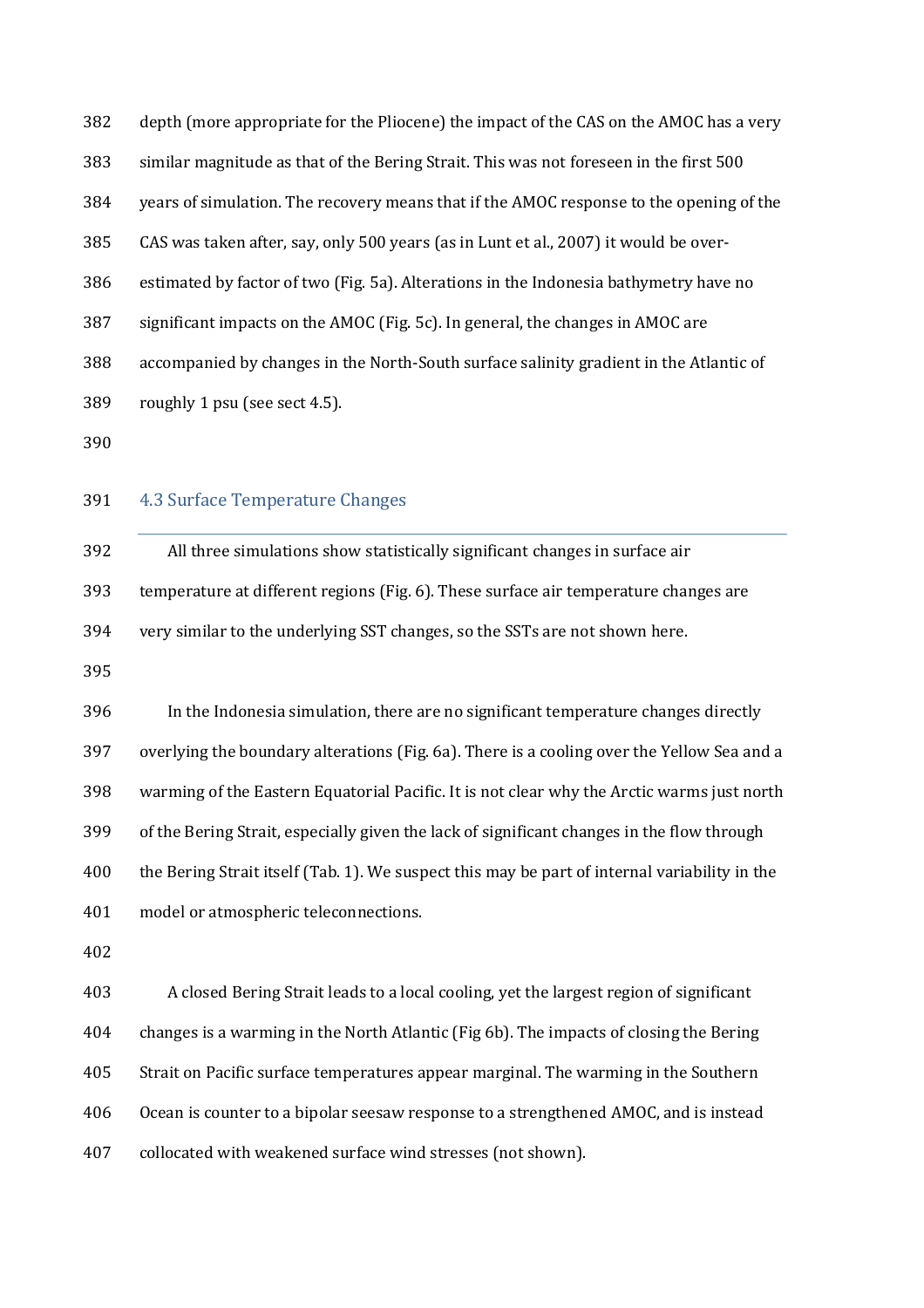depth (more appropriate for the Pliocene) the impact of the CAS on the AMOC has a very similar magnitude as that of the Bering Strait. This was not foreseen in the first 500 years of simulation. The recovery means that if the AMOC response to the opening of the CAS was taken after, say, only 500 years (as in Lunt et al., 2007) it would be over-estimated by factor of two (Fig. 5a). Alterations in the Indonesia bathymetry have no significant impacts on the AMOC (Fig. 5c). In general, the changes in AMOC are accompanied by changes in the North-South surface salinity gradient in the Atlantic of roughly 1 psu (see sect 4.5).

## 4.3 Surface Temperature Changes

All three simulations show statistically significant changes in surface air temperature at different regions (Fig. 6). These surface air temperature changes are very similar to the underlying SST changes, so the SSTs are not shown here.

In the Indonesia simulation, there are no significant temperature changes directly overlying the boundary alterations (Fig. 6a). There is a cooling over the Yellow Sea and a warming of the Eastern Equatorial Pacific. It is not clear why the Arctic warms just north of the Bering Strait, especially given the lack of significant changes in the flow through the Bering Strait itself (Tab. 1). We suspect this may be part of internal variability in the model or atmospheric teleconnections.

A closed Bering Strait leads to a local cooling, yet the largest region of significant changes is a warming in the North Atlantic (Fig 6b). The impacts of closing the Bering Strait on Pacific surface temperatures appear marginal. The warming in the Southern Ocean is counter to a bipolar seesaw response to a strengthened AMOC, and is instead collocated with weakened surface wind stresses (not shown).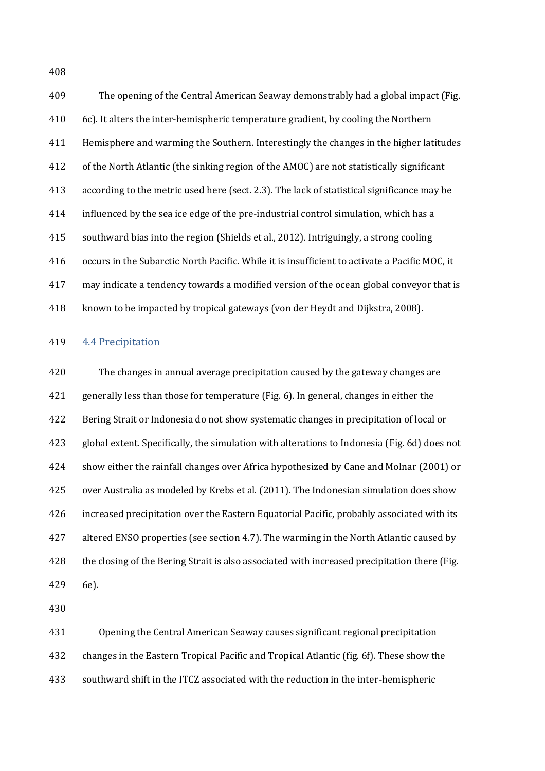The opening of the Central American Seaway demonstrably had a global impact (Fig. 6c). It alters the inter-hemispheric temperature gradient, by cooling the Northern Hemisphere and warming the Southern. Interestingly the changes in the higher latitudes of the North Atlantic (the sinking region of the AMOC) are not statistically significant according to the metric used here (sect. 2.3). The lack of statistical significance may be influenced by the sea ice edge of the pre-industrial control simulation, which has a southward bias into the region (Shields et al., 2012). Intriguingly, a strong cooling occurs in the Subarctic North Pacific. While it is insufficient to activate a Pacific MOC, it may indicate a tendency towards a modified version of the ocean global conveyor that is known to be impacted by tropical gateways (von der Heydt and Dijkstra, 2008).

## 4.4 Precipitation

The changes in annual average precipitation caused by the gateway changes are generally less than those for temperature (Fig. 6). In general, changes in either the Bering Strait or Indonesia do not show systematic changes in precipitation of local or global extent. Specifically, the simulation with alterations to Indonesia (Fig. 6d) does not show either the rainfall changes over Africa hypothesized by Cane and Molnar (2001) or over Australia as modeled by Krebs et al. (2011). The Indonesian simulation does show increased precipitation over the Eastern Equatorial Pacific, probably associated with its altered ENSO properties (see section 4.7). The warming in the North Atlantic caused by the closing of the Bering Strait is also associated with increased precipitation there (Fig. 6e).

Opening the Central American Seaway causes significant regional precipitation changes in the Eastern Tropical Pacific and Tropical Atlantic (fig. 6f). These show the southward shift in the ITCZ associated with the reduction in the inter-hemispheric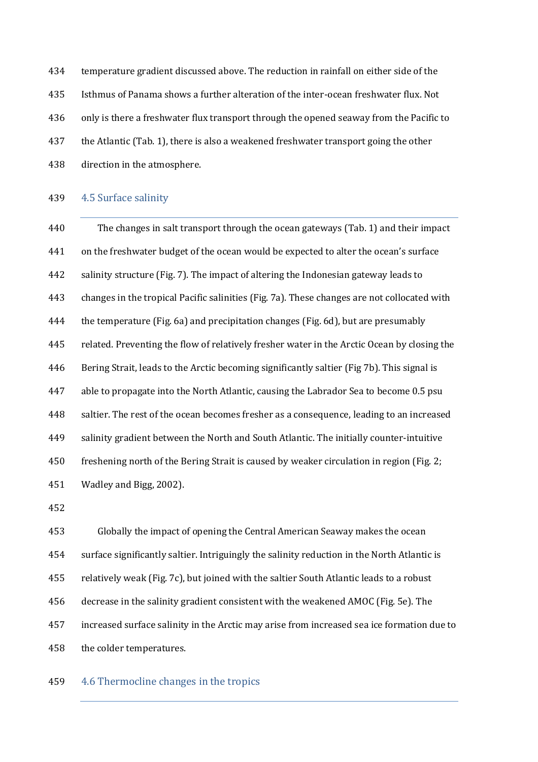temperature gradient discussed above. The reduction in rainfall on either side of the Isthmus of Panama shows a further alteration of the inter-ocean freshwater flux. Not only is there a freshwater flux transport through the opened seaway from the Pacific to the Atlantic (Tab. 1), there is also a weakened freshwater transport going the other direction in the atmosphere.

### 4.5 Surface salinity

The changes in salt transport through the ocean gateways (Tab. 1) and their impact on the freshwater budget of the ocean would be expected to alter the ocean's surface salinity structure (Fig. 7). The impact of altering the Indonesian gateway leads to changes in the tropical Pacific salinities (Fig. 7a). These changes are not collocated with the temperature (Fig. 6a) and precipitation changes (Fig. 6d), but are presumably related. Preventing the flow of relatively fresher water in the Arctic Ocean by closing the Bering Strait, leads to the Arctic becoming significantly saltier (Fig 7b). This signal is able to propagate into the North Atlantic, causing the Labrador Sea to become 0.5 psu saltier. The rest of the ocean becomes fresher as a consequence, leading to an increased salinity gradient between the North and South Atlantic. The initially counter-intuitive freshening north of the Bering Strait is caused by weaker circulation in region (Fig. 2; Wadley and Bigg, 2002).

Globally the impact of opening the Central American Seaway makes the ocean surface significantly saltier. Intriguingly the salinity reduction in the North Atlantic is relatively weak (Fig. 7c), but joined with the saltier South Atlantic leads to a robust decrease in the salinity gradient consistent with the weakened AMOC (Fig. 5e). The increased surface salinity in the Arctic may arise from increased sea ice formation due to the colder temperatures.

### 4.6 Thermocline changes in the tropics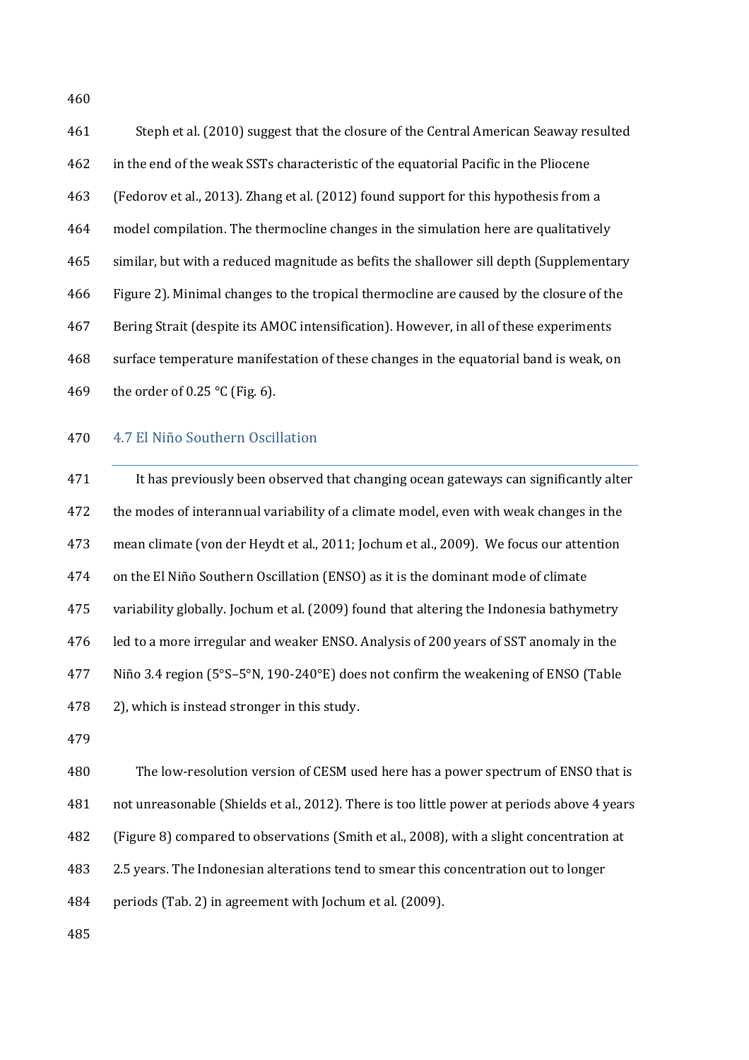Steph et al. (2010) suggest that the closure of the Central American Seaway resulted in the end of the weak SSTs characteristic of the equatorial Pacific in the Pliocene (Fedorov et al., 2013). Zhang et al. (2012) found support for this hypothesis from a model compilation. The thermocline changes in the simulation here are qualitatively similar, but with a reduced magnitude as befits the shallower sill depth (Supplementary Figure 2). Minimal changes to the tropical thermocline are caused by the closure of the Bering Strait (despite its AMOC intensification). However, in all of these experiments surface temperature manifestation of these changes in the equatorial band is weak, on the order of 0.25 °C (Fig. 6).

## 4.7 El Niño Southern Oscillation

It has previously been observed that changing ocean gateways can significantly alter the modes of interannual variability of a climate model, even with weak changes in the mean climate (von der Heydt et al., 2011; Jochum et al., 2009). We focus our attention on the El Niño Southern Oscillation (ENSO) as it is the dominant mode of climate variability globally. Jochum et al. (2009) found that altering the Indonesia bathymetry led to a more irregular and weaker ENSO. Analysis of 200 years of SST anomaly in the Niño 3.4 region (5°S–5°N, 190-240°E) does not confirm the weakening of ENSO (Table 2), which is instead stronger in this study.

The low-resolution version of CESM used here has a power spectrum of ENSO that is not unreasonable (Shields et al., 2012). There is too little power at periods above 4 years (Figure 8) compared to observations (Smith et al., 2008), with a slight concentration at 2.5 years. The Indonesian alterations tend to smear this concentration out to longer periods (Tab. 2) in agreement with Jochum et al. (2009).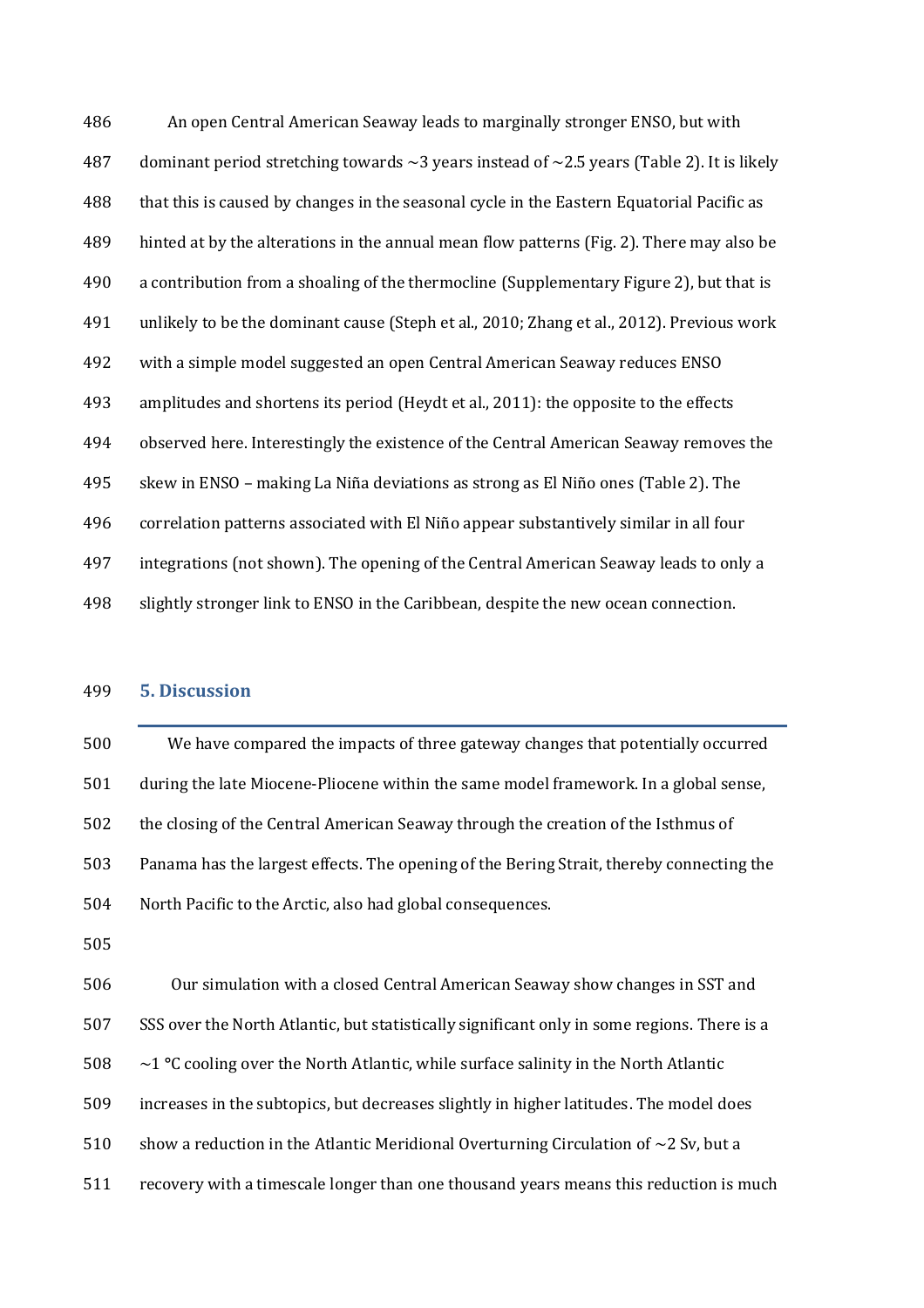An open Central American Seaway leads to marginally stronger ENSO, but with dominant period stretching towards ~3 years instead of ~2.5 years (Table 2). It is likely that this is caused by changes in the seasonal cycle in the Eastern Equatorial Pacific as hinted at by the alterations in the annual mean flow patterns (Fig. 2). There may also be a contribution from a shoaling of the thermocline (Supplementary Figure 2), but that is unlikely to be the dominant cause (Steph et al., 2010; Zhang et al., 2012). Previous work with a simple model suggested an open Central American Seaway reduces ENSO amplitudes and shortens its period (Heydt et al., 2011): the opposite to the effects observed here. Interestingly the existence of the Central American Seaway removes the skew in ENSO – making La Niña deviations as strong as El Niño ones (Table 2). The correlation patterns associated with El Niño appear substantively similar in all four integrations (not shown). The opening of the Central American Seaway leads to only a slightly stronger link to ENSO in the Caribbean, despite the new ocean connection.

## 5. Discussion

We have compared the impacts of three gateway changes that potentially occurred during the late Miocene-Pliocene within the same model framework. In a global sense, the closing of the Central American Seaway through the creation of the Isthmus of Panama has the largest effects. The opening of the Bering Strait, thereby connecting the North Pacific to the Arctic, also had global consequences.

Our simulation with a closed Central American Seaway show changes in SST and SSS over the North Atlantic, but statistically significant only in some regions. There is a ~1 °C cooling over the North Atlantic, while surface salinity in the North Atlantic increases in the subtopics, but decreases slightly in higher latitudes. The model does show a reduction in the Atlantic Meridional Overturning Circulation of ~2 Sv, but a recovery with a timescale longer than one thousand years means this reduction is much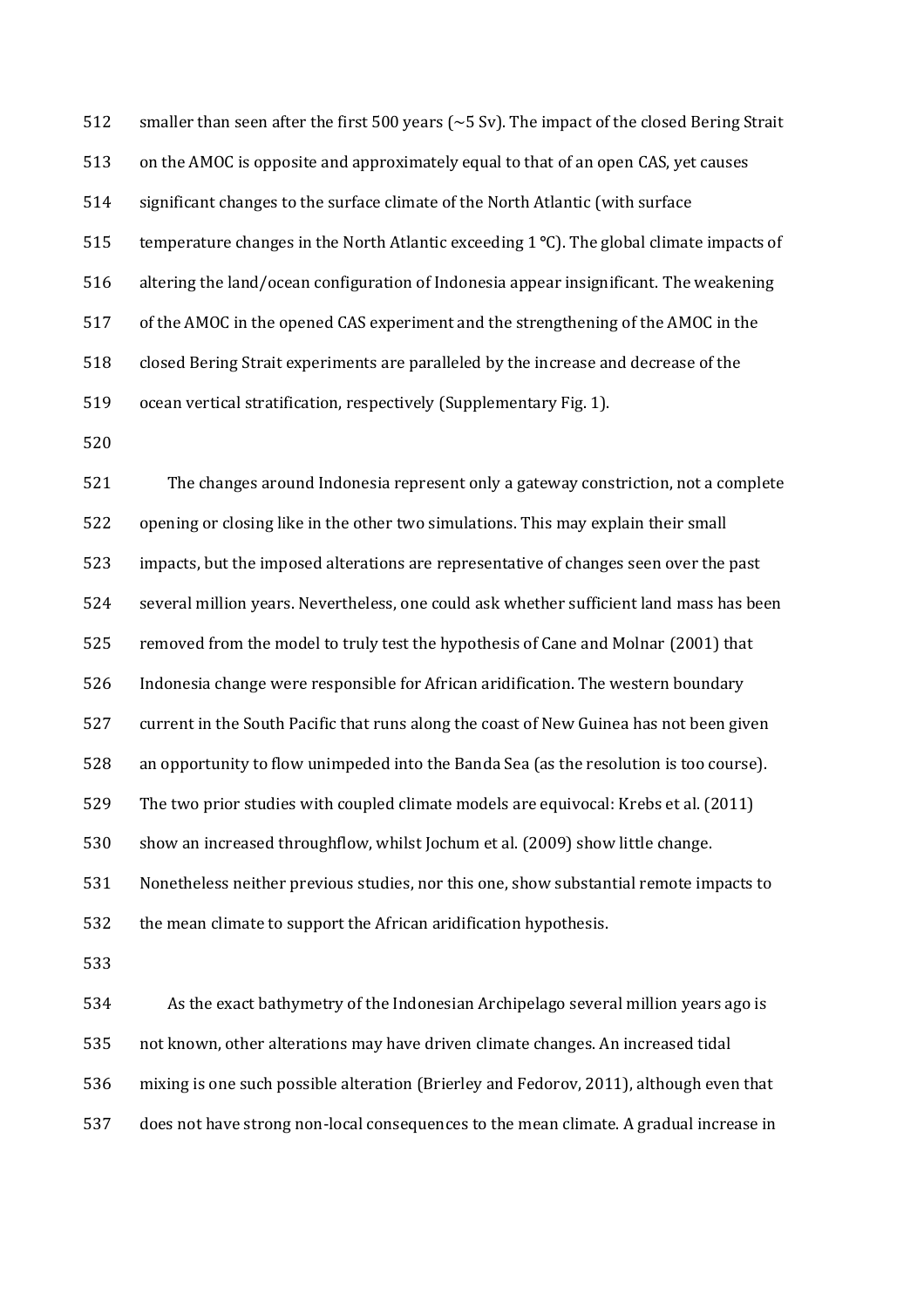smaller than seen after the first 500 years (~5 Sv). The impact of the closed Bering Strait on the AMOC is opposite and approximately equal to that of an open CAS, yet causes significant changes to the surface climate of the North Atlantic (with surface temperature changes in the North Atlantic exceeding 1 °C). The global climate impacts of altering the land/ocean configuration of Indonesia appear insignificant. The weakening of the AMOC in the opened CAS experiment and the strengthening of the AMOC in the closed Bering Strait experiments are paralleled by the increase and decrease of the ocean vertical stratification, respectively (Supplementary Fig. 1).

The changes around Indonesia represent only a gateway constriction, not a complete opening or closing like in the other two simulations. This may explain their small impacts, but the imposed alterations are representative of changes seen over the past several million years. Nevertheless, one could ask whether sufficient land mass has been removed from the model to truly test the hypothesis of Cane and Molnar (2001) that Indonesia change were responsible for African aridification. The western boundary current in the South Pacific that runs along the coast of New Guinea has not been given an opportunity to flow unimpeded into the Banda Sea (as the resolution is too course). The two prior studies with coupled climate models are equivocal: Krebs et al. (2011) show an increased throughflow, whilst Jochum et al. (2009) show little change. Nonetheless neither previous studies, nor this one, show substantial remote impacts to the mean climate to support the African aridification hypothesis.

As the exact bathymetry of the Indonesian Archipelago several million years ago is not known, other alterations may have driven climate changes. An increased tidal mixing is one such possible alteration (Brierley and Fedorov, 2011), although even that does not have strong non-local consequences to the mean climate. A gradual increase in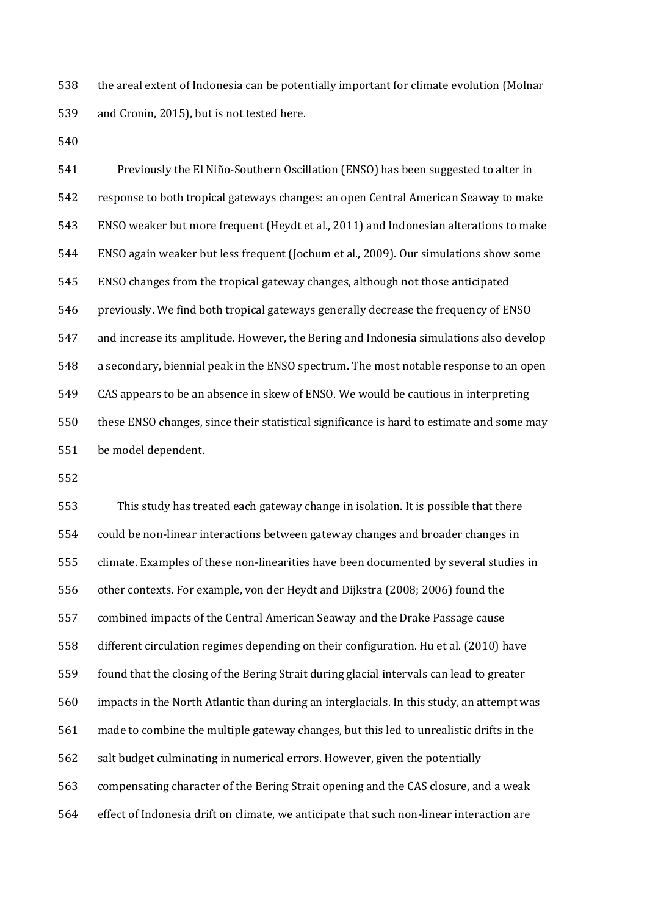the areal extent of Indonesia can be potentially important for climate evolution (Molnar and Cronin, 2015), but is not tested here.

Previously the El Niño-Southern Oscillation (ENSO) has been suggested to alter in response to both tropical gateways changes: an open Central American Seaway to make ENSO weaker but more frequent (Heydt et al., 2011) and Indonesian alterations to make ENSO again weaker but less frequent (Jochum et al., 2009). Our simulations show some ENSO changes from the tropical gateway changes, although not those anticipated previously. We find both tropical gateways generally decrease the frequency of ENSO and increase its amplitude. However, the Bering and Indonesia simulations also develop a secondary, biennial peak in the ENSO spectrum. The most notable response to an open CAS appears to be an absence in skew of ENSO. We would be cautious in interpreting these ENSO changes, since their statistical significance is hard to estimate and some may be model dependent.

This study has treated each gateway change in isolation. It is possible that there could be non-linear interactions between gateway changes and broader changes in climate. Examples of these non-linearities have been documented by several studies in other contexts. For example, von der Heydt and Dijkstra (2008; 2006) found the combined impacts of the Central American Seaway and the Drake Passage cause different circulation regimes depending on their configuration. Hu et al. (2010) have found that the closing of the Bering Strait during glacial intervals can lead to greater impacts in the North Atlantic than during an interglacials. In this study, an attempt was made to combine the multiple gateway changes, but this led to unrealistic drifts in the salt budget culminating in numerical errors. However, given the potentially compensating character of the Bering Strait opening and the CAS closure, and a weak effect of Indonesia drift on climate, we anticipate that such non-linear interaction are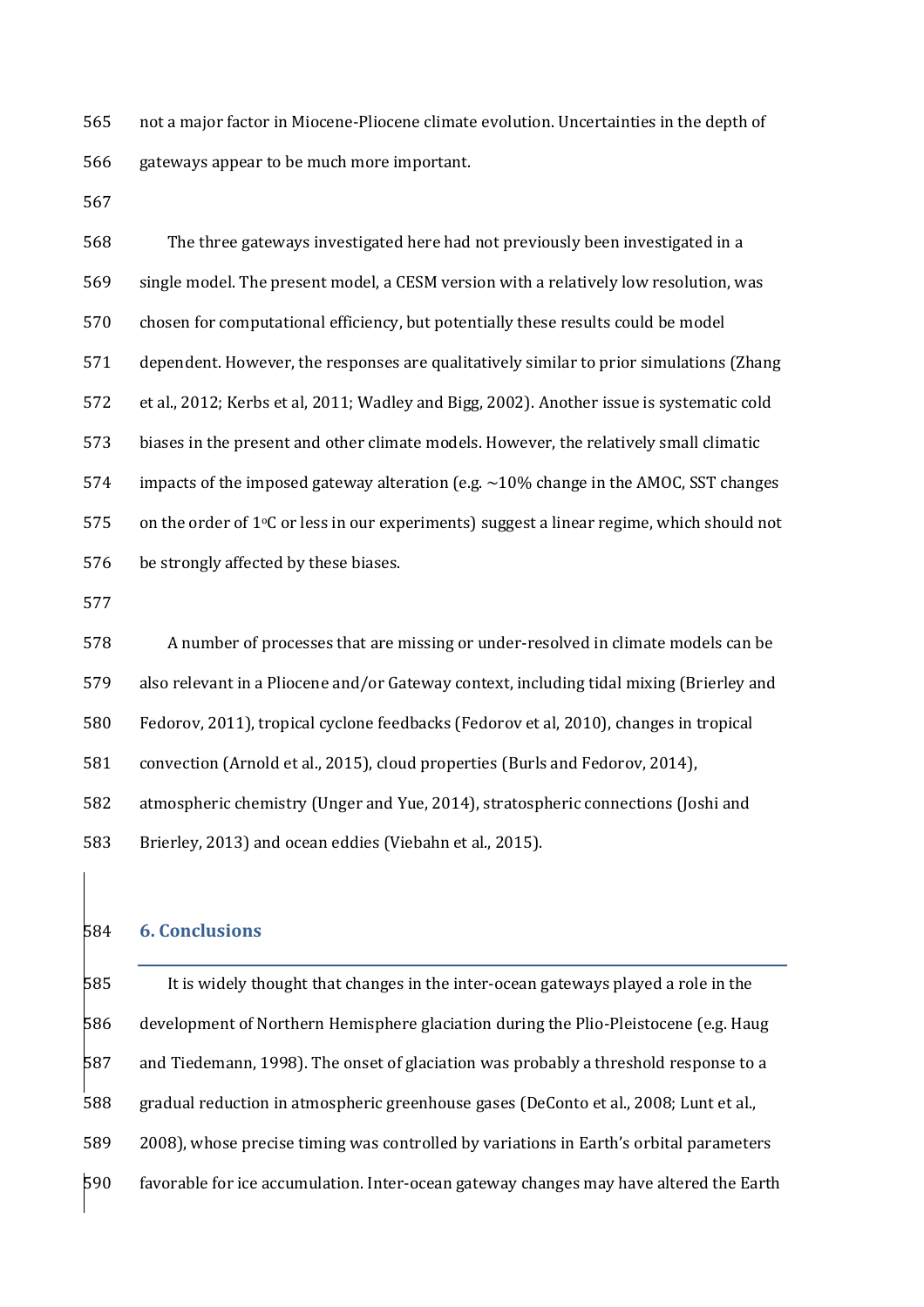not a major factor in Miocene-Pliocene climate evolution. Uncertainties in the depth of gateways appear to be much more important.

The three gateways investigated here had not previously been investigated in a single model. The present model, a CESM version with a relatively low resolution, was chosen for computational efficiency, but potentially these results could be model dependent. However, the responses are qualitatively similar to prior simulations (Zhang et al., 2012; Kerbs et al, 2011; Wadley and Bigg, 2002). Another issue is systematic cold biases in the present and other climate models. However, the relatively small climatic impacts of the imposed gateway alteration (e.g. ~10% change in the AMOC, SST changes on the order of 1°C or less in our experiments) suggest a linear regime, which should not be strongly affected by these biases.

A number of processes that are missing or under-resolved in climate models can be also relevant in a Pliocene and/or Gateway context, including tidal mixing (Brierley and Fedorov, 2011), tropical cyclone feedbacks (Fedorov et al, 2010), changes in tropical convection (Arnold et al., 2015), cloud properties (Burls and Fedorov, 2014), atmospheric chemistry (Unger and Yue, 2014), stratospheric connections (Joshi and Brierley, 2013) and ocean eddies (Viebahn et al., 2015).

## 6. Conclusions

It is widely thought that changes in the inter-ocean gateways played a role in the development of Northern Hemisphere glaciation during the Plio-Pleistocene (e.g. Haug and Tiedemann, 1998). The onset of glaciation was probably a threshold response to a gradual reduction in atmospheric greenhouse gases (DeConto et al., 2008; Lunt et al., 2008), whose precise timing was controlled by variations in Earth's orbital parameters favorable for ice accumulation. Inter-ocean gateway changes may have altered the Earth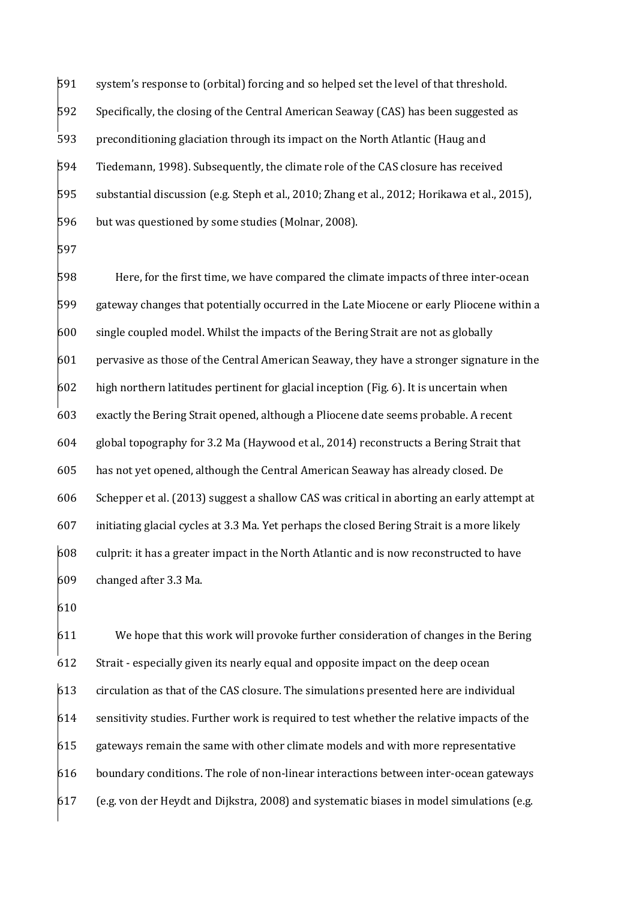system's response to (orbital) forcing and so helped set the level of that threshold. Specifically, the closing of the Central American Seaway (CAS) has been suggested as preconditioning glaciation through its impact on the North Atlantic (Haug and Tiedemann, 1998). Subsequently, the climate role of the CAS closure has received substantial discussion (e.g. Steph et al., 2010; Zhang et al., 2012; Horikawa et al., 2015), but was questioned by some studies (Molnar, 2008).

Here, for the first time, we have compared the climate impacts of three inter-ocean gateway changes that potentially occurred in the Late Miocene or early Pliocene within a single coupled model. Whilst the impacts of the Bering Strait are not as globally pervasive as those of the Central American Seaway, they have a stronger signature in the high northern latitudes pertinent for glacial inception (Fig. 6). It is uncertain when exactly the Bering Strait opened, although a Pliocene date seems probable. A recent global topography for 3.2 Ma (Haywood et al., 2014) reconstructs a Bering Strait that has not yet opened, although the Central American Seaway has already closed. De Schepper et al. (2013) suggest a shallow CAS was critical in aborting an early attempt at initiating glacial cycles at 3.3 Ma. Yet perhaps the closed Bering Strait is a more likely culprit: it has a greater impact in the North Atlantic and is now reconstructed to have changed after 3.3 Ma.

We hope that this work will provoke further consideration of changes in the Bering Strait - especially given its nearly equal and opposite impact on the deep ocean circulation as that of the CAS closure. The simulations presented here are individual sensitivity studies. Further work is required to test whether the relative impacts of the gateways remain the same with other climate models and with more representative boundary conditions. The role of non-linear interactions between inter-ocean gateways (e.g. von der Heydt and Dijkstra, 2008) and systematic biases in model simulations (e.g.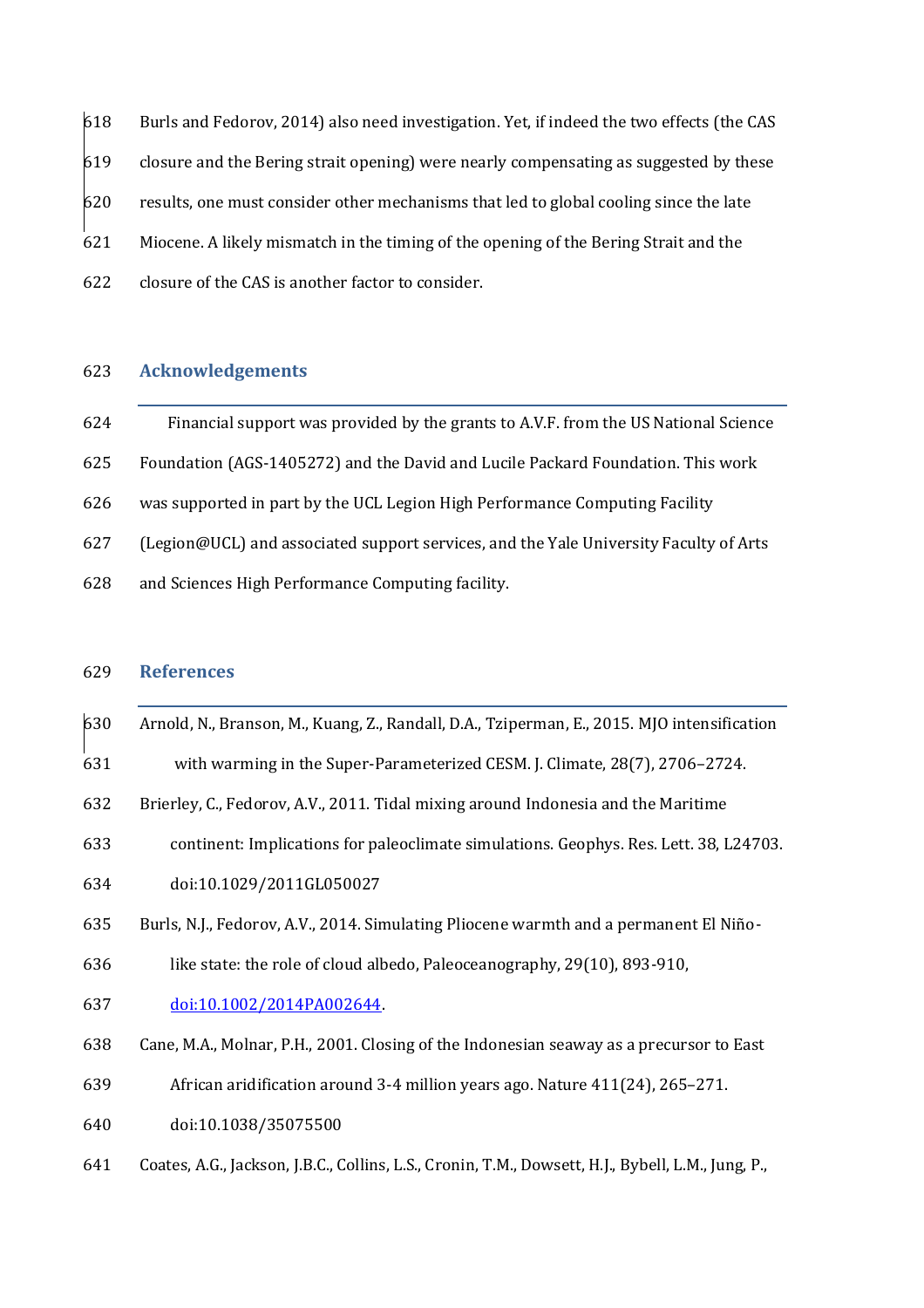Burls and Fedorov, 2014) also need investigation. Yet, if indeed the two effects (the CAS closure and the Bering strait opening) were nearly compensating as suggested by these results, one must consider other mechanisms that led to global cooling since the late Miocene. A likely mismatch in the timing of the opening of the Bering Strait and the closure of the CAS is another factor to consider.

## Acknowledgements

Financial support was provided by the grants to A.V.F. from the US National Science Foundation (AGS-1405272) and the David and Lucile Packard Foundation. This work was supported in part by the UCL Legion High Performance Computing Facility (Legion@UCL) and associated support services, and the Yale University Faculty of Arts and Sciences High Performance Computing facility.

## References

Arnold, N., Branson, M., Kuang, Z., Randall, D.A., Tziperman, E., 2015. MJO intensification with warming in the Super-Parameterized CESM. J. Climate, 28(7), 2706–2724.

Brierley, C., Fedorov, A.V., 2011. Tidal mixing around Indonesia and the Maritime continent: Implications for paleoclimate simulations. Geophys. Res. Lett. 38, L24703. doi:10.1029/2011GL050027

Burls, N.J., Fedorov, A.V., 2014. Simulating Pliocene warmth and a permanent El Niño-like state: the role of cloud albedo, Paleoceanography, 29(10), 893-910, doi:10.1002/2014PA002644.

Cane, M.A., Molnar, P.H., 2001. Closing of the Indonesian seaway as a precursor to East African aridification around 3-4 million years ago. Nature 411(24), 265–271. doi:10.1038/35075500

Coates, A.G., Jackson, J.B.C., Collins, L.S., Cronin, T.M., Dowsett, H.J., Bybell, L.M., Jung, P.,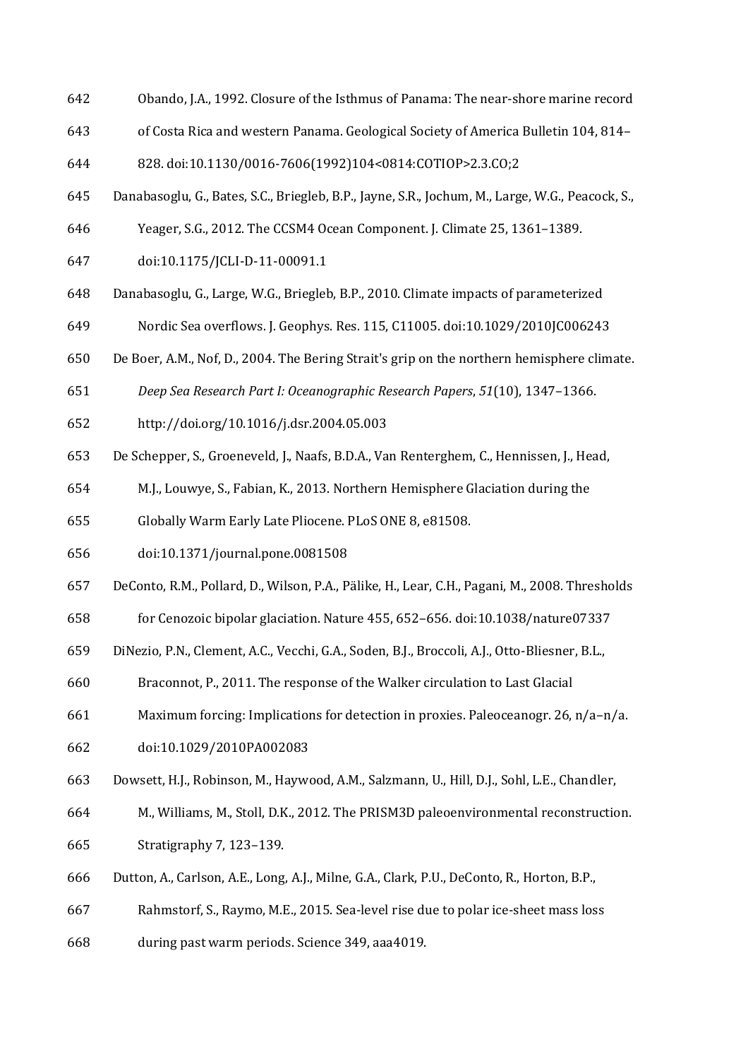Obando, J.A., 1992. Closure of the Isthmus of Panama: The near-shore marine record of Costa Rica and western Panama. Geological Society of America Bulletin 104, 814–828. doi:10.1130/0016-7606(1992)104<0814:COTIOP>2.3.CO;2

Danabasoglu, G., Bates, S.C., Briegleb, B.P., Jayne, S.R., Jochum, M., Large, W.G., Peacock, S., Yeager, S.G., 2012. The CCSM4 Ocean Component. J. Climate 25, 1361–1389. doi:10.1175/JCLI-D-11-00091.1

Danabasoglu, G., Large, W.G., Briegleb, B.P., 2010. Climate impacts of parameterized Nordic Sea overflows. J. Geophys. Res. 115, C11005. doi:10.1029/2010JC006243

De Boer, A.M., Nof, D., 2004. The Bering Strait's grip on the northern hemisphere climate. *Deep Sea Research Part I: Oceanographic Research Papers*, *51*(10), 1347–1366. http://doi.org/10.1016/j.dsr.2004.05.003

De Schepper, S., Groeneveld, J., Naafs, B.D.A., Van Renterghem, C., Hennissen, J., Head, M.J., Louwye, S., Fabian, K., 2013. Northern Hemisphere Glaciation during the Globally Warm Early Late Pliocene. PLoS ONE 8, e81508. doi:10.1371/journal.pone.0081508

DeConto, R.M., Pollard, D., Wilson, P.A., Pälike, H., Lear, C.H., Pagani, M., 2008. Thresholds for Cenozoic bipolar glaciation. Nature 455, 652–656. doi:10.1038/nature07337

DiNezio, P.N., Clement, A.C., Vecchi, G.A., Soden, B.J., Broccoli, A.J., Otto-Bliesner, B.L., Braconnot, P., 2011. The response of the Walker circulation to Last Glacial Maximum forcing: Implications for detection in proxies. Paleoceanogr. 26, n/a–n/a. doi:10.1029/2010PA002083

Dowsett, H.J., Robinson, M., Haywood, A.M., Salzmann, U., Hill, D.J., Sohl, L.E., Chandler, M., Williams, M., Stoll, D.K., 2012. The PRISM3D paleoenvironmental reconstruction. Stratigraphy 7, 123–139.

Dutton, A., Carlson, A.E., Long, A.J., Milne, G.A., Clark, P.U., DeConto, R., Horton, B.P., Rahmstorf, S., Raymo, M.E., 2015. Sea-level rise due to polar ice-sheet mass loss during past warm periods. Science 349, aaa4019.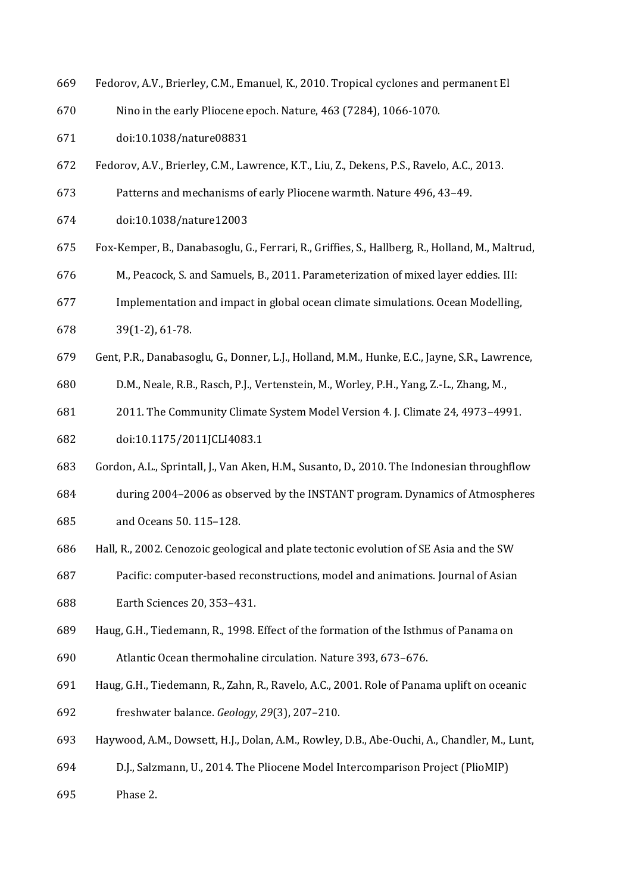Fedorov, A.V., Brierley, C.M., Emanuel, K., 2010. Tropical cyclones and permanent El Nino in the early Pliocene epoch. Nature, 463 (7284), 1066-1070. doi:10.1038/nature08831

Fedorov, A.V., Brierley, C.M., Lawrence, K.T., Liu, Z., Dekens, P.S., Ravelo, A.C., 2013. Patterns and mechanisms of early Pliocene warmth. Nature 496, 43–49. doi:10.1038/nature12003

Fox-Kemper, B., Danabasoglu, G., Ferrari, R., Griffies, S., Hallberg, R., Holland, M., Maltrud, M., Peacock, S. and Samuels, B., 2011. Parameterization of mixed layer eddies. III: Implementation and impact in global ocean climate simulations. Ocean Modelling, 39(1-2), 61-78.

Gent, P.R., Danabasoglu, G., Donner, L.J., Holland, M.M., Hunke, E.C., Jayne, S.R., Lawrence, D.M., Neale, R.B., Rasch, P.J., Vertenstein, M., Worley, P.H., Yang, Z.-L., Zhang, M., 2011. The Community Climate System Model Version 4. J. Climate 24, 4973–4991. doi:10.1175/2011JCLI4083.1

Gordon, A.L., Sprintall, J., Van Aken, H.M., Susanto, D., 2010. The Indonesian throughflow during 2004–2006 as observed by the INSTANT program. Dynamics of Atmospheres and Oceans 50. 115–128.

Hall, R., 2002. Cenozoic geological and plate tectonic evolution of SE Asia and the SW Pacific: computer-based reconstructions, model and animations. Journal of Asian Earth Sciences 20, 353–431.

Haug, G.H., Tiedemann, R., 1998. Effect of the formation of the Isthmus of Panama on Atlantic Ocean thermohaline circulation. Nature 393, 673–676.

Haug, G.H., Tiedemann, R., Zahn, R., Ravelo, A.C., 2001. Role of Panama uplift on oceanic freshwater balance. *Geology*, *29*(3), 207–210.

Haywood, A.M., Dowsett, H.J., Dolan, A.M., Rowley, D.B., Abe-Ouchi, A., Chandler, M., Lunt, D.J., Salzmann, U., 2014. The Pliocene Model Intercomparison Project (PlioMIP) Phase 2.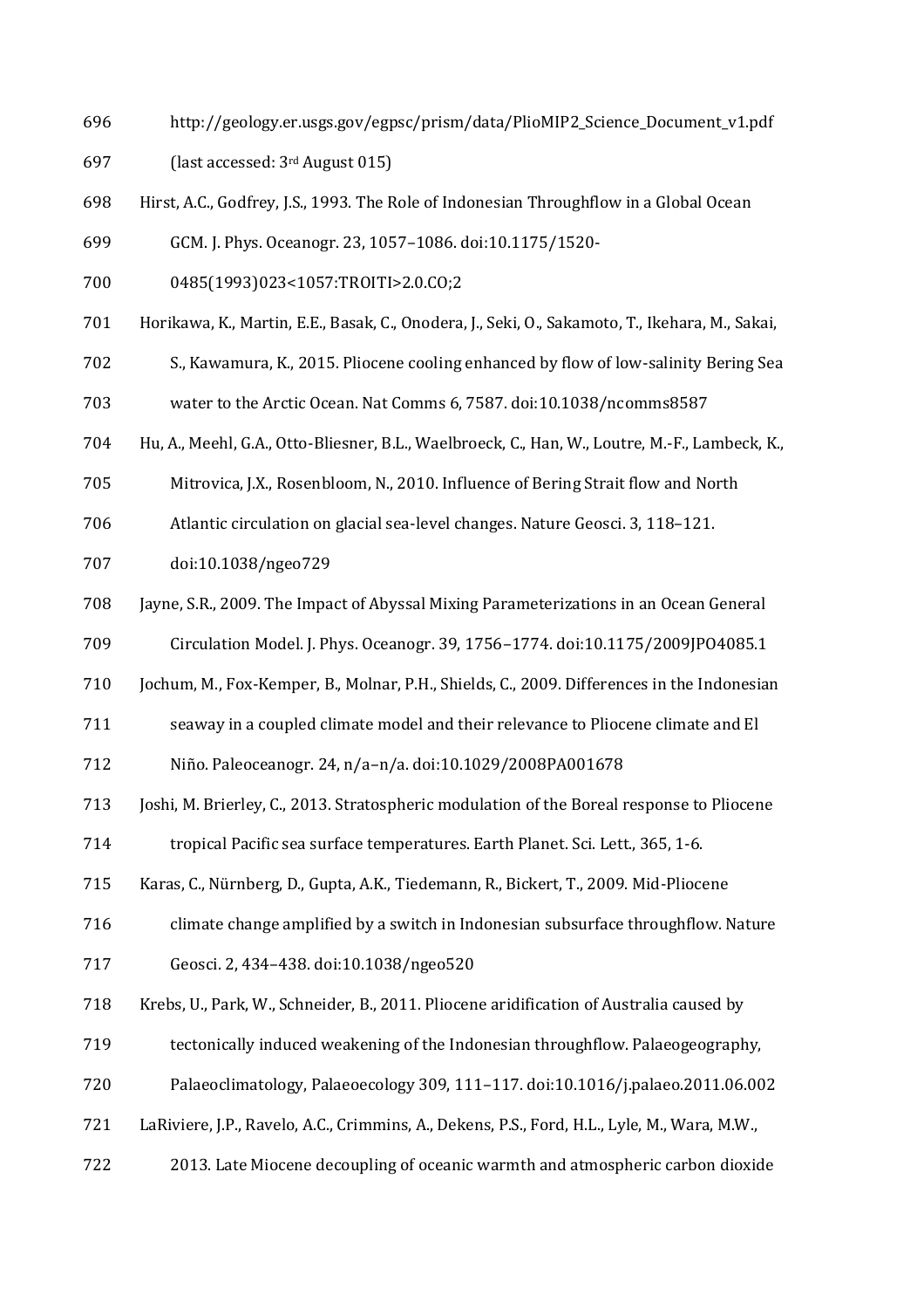http://geology.er.usgs.gov/egpsc/prism/data/PlioMIP2_Science_Document_v1.pdf (last accessed: 3rd August 015)

Hirst, A.C., Godfrey, J.S., 1993. The Role of Indonesian Throughflow in a Global Ocean GCM. J. Phys. Oceanogr. 23, 1057–1086. doi:10.1175/1520-0485(1993)023<1057:TROITI>2.0.CO;2

Horikawa, K., Martin, E.E., Basak, C., Onodera, J., Seki, O., Sakamoto, T., Ikehara, M., Sakai, S., Kawamura, K., 2015. Pliocene cooling enhanced by flow of low-salinity Bering Sea water to the Arctic Ocean. Nat Comms 6, 7587. doi:10.1038/ncomms8587

Hu, A., Meehl, G.A., Otto-Bliesner, B.L., Waelbroeck, C., Han, W., Loutre, M.-F., Lambeck, K., Mitrovica, J.X., Rosenbloom, N., 2010. Influence of Bering Strait flow and North Atlantic circulation on glacial sea-level changes. Nature Geosci. 3, 118–121. doi:10.1038/ngeo729

Jayne, S.R., 2009. The Impact of Abyssal Mixing Parameterizations in an Ocean General Circulation Model. J. Phys. Oceanogr. 39, 1756–1774. doi:10.1175/2009JPO4085.1

Jochum, M., Fox-Kemper, B., Molnar, P.H., Shields, C., 2009. Differences in the Indonesian seaway in a coupled climate model and their relevance to Pliocene climate and El Niño. Paleoceanogr. 24, n/a–n/a. doi:10.1029/2008PA001678

Joshi, M. Brierley, C., 2013. Stratospheric modulation of the Boreal response to Pliocene tropical Pacific sea surface temperatures. Earth Planet. Sci. Lett., 365, 1-6.

Karas, C., Nürnberg, D., Gupta, A.K., Tiedemann, R., Bickert, T., 2009. Mid-Pliocene climate change amplified by a switch in Indonesian subsurface throughflow. Nature Geosci. 2, 434–438. doi:10.1038/ngeo520

Krebs, U., Park, W., Schneider, B., 2011. Pliocene aridification of Australia caused by tectonically induced weakening of the Indonesian throughflow. Palaeogeography, Palaeoclimatology, Palaeoecology 309, 111–117. doi:10.1016/j.palaeo.2011.06.002

LaRiviere, J.P., Ravelo, A.C., Crimmins, A., Dekens, P.S., Ford, H.L., Lyle, M., Wara, M.W., 2013. Late Miocene decoupling of oceanic warmth and atmospheric carbon dioxide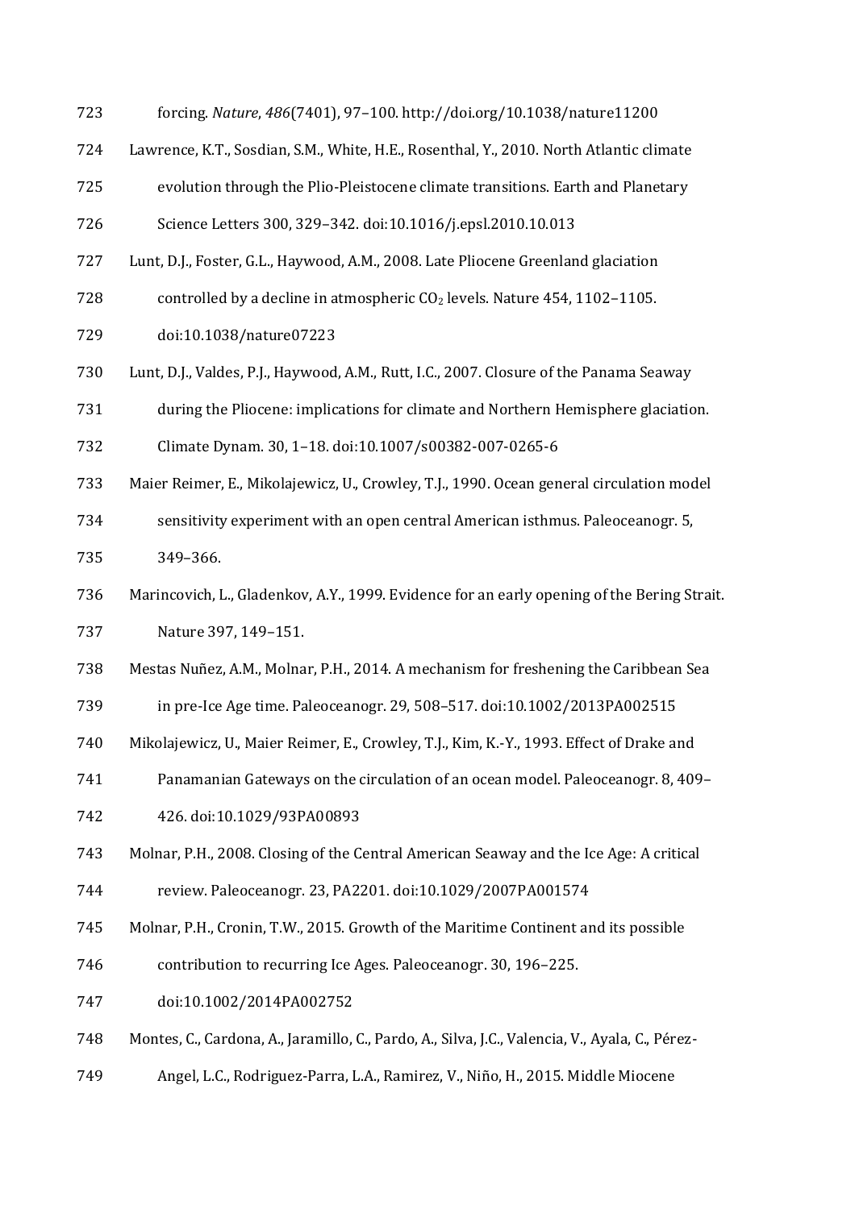forcing. *Nature*, *486*(7401), 97–100. http://doi.org/10.1038/nature11200

Lawrence, K.T., Sosdian, S.M., White, H.E., Rosenthal, Y., 2010. North Atlantic climate evolution through the Plio-Pleistocene climate transitions. Earth and Planetary Science Letters 300, 329–342. doi:10.1016/j.epsl.2010.10.013

Lunt, D.J., Foster, G.L., Haywood, A.M., 2008. Late Pliocene Greenland glaciation controlled by a decline in atmospheric $CO_2$ levels. Nature 454, 1102–1105. doi:10.1038/nature07223

Lunt, D.J., Valdes, P.J., Haywood, A.M., Rutt, I.C., 2007. Closure of the Panama Seaway during the Pliocene: implications for climate and Northern Hemisphere glaciation. Climate Dynam. 30, 1–18. doi:10.1007/s00382-007-0265-6

Maier Reimer, E., Mikolajewicz, U., Crowley, T.J., 1990. Ocean general circulation model sensitivity experiment with an open central American isthmus. Paleoceanogr. 5, 349–366.

Marincovich, L., Gladenkov, A.Y., 1999. Evidence for an early opening of the Bering Strait. Nature 397, 149–151.

Mestas Nuñez, A.M., Molnar, P.H., 2014. A mechanism for freshening the Caribbean Sea in pre-Ice Age time. Paleoceanogr. 29, 508–517. doi:10.1002/2013PA002515

Mikolajewicz, U., Maier Reimer, E., Crowley, T.J., Kim, K.-Y., 1993. Effect of Drake and Panamanian Gateways on the circulation of an ocean model. Paleoceanogr. 8, 409–426. doi:10.1029/93PA00893

Molnar, P.H., 2008. Closing of the Central American Seaway and the Ice Age: A critical review. Paleoceanogr. 23, PA2201. doi:10.1029/2007PA001574

Molnar, P.H., Cronin, T.W., 2015. Growth of the Maritime Continent and its possible contribution to recurring Ice Ages. Paleoceanogr. 30, 196–225. doi:10.1002/2014PA002752

Montes, C., Cardona, A., Jaramillo, C., Pardo, A., Silva, J.C., Valencia, V., Ayala, C., Pérez-Angel, L.C., Rodriguez-Parra, L.A., Ramirez, V., Niño, H., 2015. Middle Miocene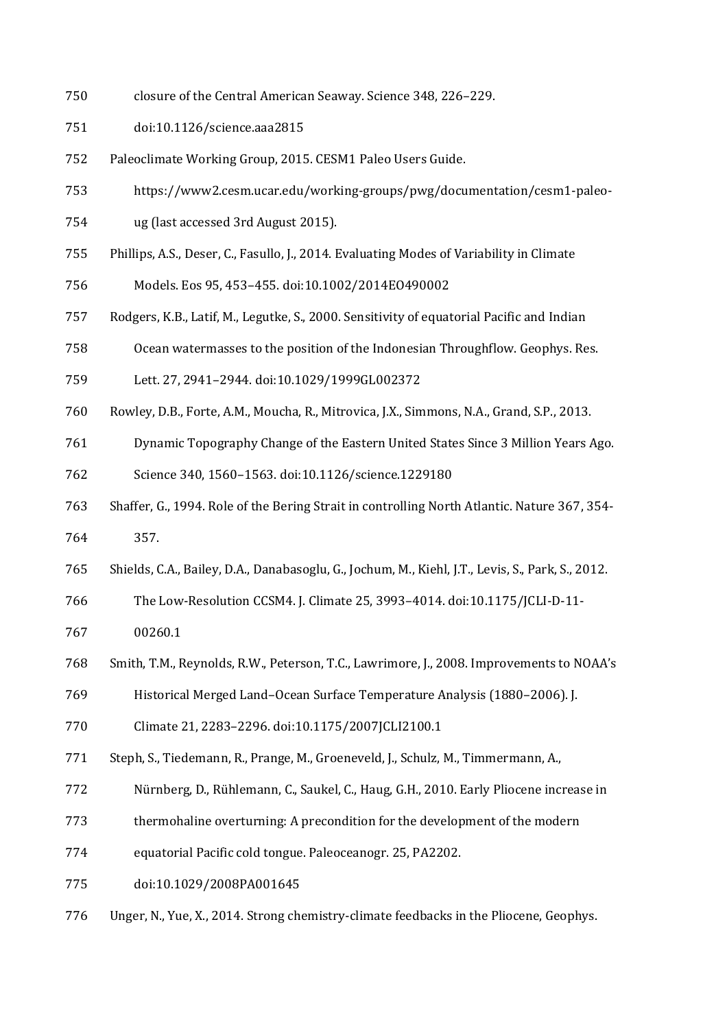closure of the Central American Seaway. Science 348, 226–229. doi:10.1126/science.aaa2815

Paleoclimate Working Group, 2015. CESM1 Paleo Users Guide. https://www2.cesm.ucar.edu/working-groups/pwg/documentation/cesm1-paleo-ug (last accessed 3rd August 2015).

Phillips, A.S., Deser, C., Fasullo, J., 2014. Evaluating Modes of Variability in Climate Models. Eos 95, 453–455. doi:10.1002/2014EO490002

Rodgers, K.B., Latif, M., Legutke, S., 2000. Sensitivity of equatorial Pacific and Indian Ocean watermasses to the position of the Indonesian Throughflow. Geophys. Res. Lett. 27, 2941–2944. doi:10.1029/1999GL002372

Rowley, D.B., Forte, A.M., Moucha, R., Mitrovica, J.X., Simmons, N.A., Grand, S.P., 2013. Dynamic Topography Change of the Eastern United States Since 3 Million Years Ago. Science 340, 1560–1563. doi:10.1126/science.1229180

Shaffer, G., 1994. Role of the Bering Strait in controlling North Atlantic. Nature 367, 354-357.

Shields, C.A., Bailey, D.A., Danabasoglu, G., Jochum, M., Kiehl, J.T., Levis, S., Park, S., 2012. The Low-Resolution CCSM4. J. Climate 25, 3993–4014. doi:10.1175/JCLI-D-11-00260.1

Smith, T.M., Reynolds, R.W., Peterson, T.C., Lawrimore, J., 2008. Improvements to NOAA's Historical Merged Land–Ocean Surface Temperature Analysis (1880–2006). J. Climate 21, 2283–2296. doi:10.1175/2007JCLI2100.1

Steph, S., Tiedemann, R., Prange, M., Groeneveld, J., Schulz, M., Timmermann, A., Nürnberg, D., Rühlemann, C., Saukel, C., Haug, G.H., 2010. Early Pliocene increase in thermohaline overturning: A precondition for the development of the modern equatorial Pacific cold tongue. Paleoceanogr. 25, PA2202. doi:10.1029/2008PA001645

Unger, N., Yue, X., 2014. Strong chemistry-climate feedbacks in the Pliocene, Geophys.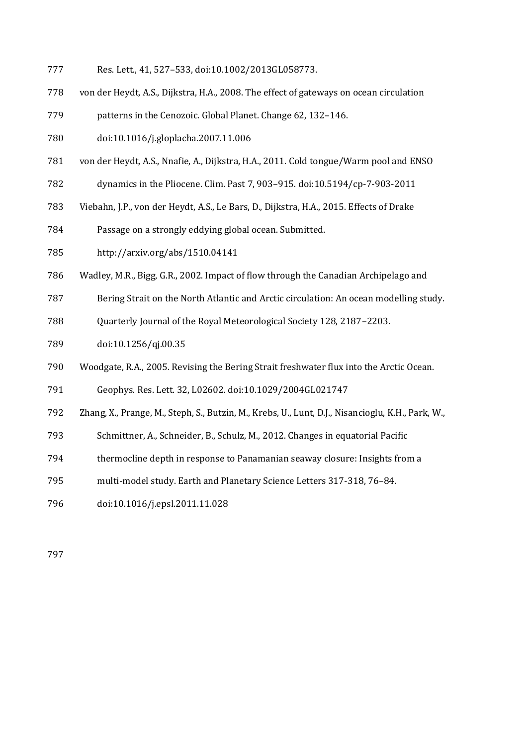Res. Lett., 41, 527–533, doi:10.1002/2013GL058773.

von der Heydt, A.S., Dijkstra, H.A., 2008. The effect of gateways on ocean circulation patterns in the Cenozoic. Global Planet. Change 62, 132–146. doi:10.1016/j.gloplacha.2007.11.006

von der Heydt, A.S., Nnafie, A., Dijkstra, H.A., 2011. Cold tongue/Warm pool and ENSO dynamics in the Pliocene. Clim. Past 7, 903–915. doi:10.5194/cp-7-903-2011

Viebahn, J.P., von der Heydt, A.S., Le Bars, D., Dijkstra, H.A., 2015. Effects of Drake Passage on a strongly eddying global ocean. Submitted. http://arxiv.org/abs/1510.04141

Wadley, M.R., Bigg, G.R., 2002. Impact of flow through the Canadian Archipelago and Bering Strait on the North Atlantic and Arctic circulation: An ocean modelling study. Quarterly Journal of the Royal Meteorological Society 128, 2187–2203. doi:10.1256/qj.00.35

Woodgate, R.A., 2005. Revising the Bering Strait freshwater flux into the Arctic Ocean. Geophys. Res. Lett. 32, L02602. doi:10.1029/2004GL021747

Zhang, X., Prange, M., Steph, S., Butzin, M., Krebs, U., Lunt, D.J., Nisancioglu, K.H., Park, W., Schmittner, A., Schneider, B., Schulz, M., 2012. Changes in equatorial Pacific thermocline depth in response to Panamanian seaway closure: Insights from a multi-model study. Earth and Planetary Science Letters 317-318, 76–84. doi:10.1016/j.epsl.2011.11.028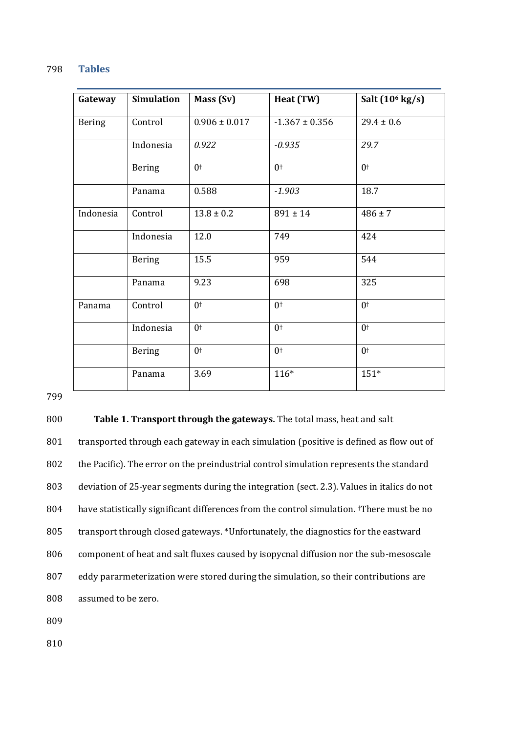## Tables

| Gateway | Simulation | Mass (Sv) | Heat (TW) | Salt ($10^6$ kg/s) |
|---|---|---|---|---|
| Bering | Control | 0.906 ± 0.017 | -1.367 ± 0.356 | 29.4 ± 0.6 |
| | Indonesia | *0.922* | *-0.935* | *29.7* |
| | Bering | 0† | 0† | 0† |
| | Panama | 0.588 | *-1.903* | 18.7 |
| Indonesia | Control | 13.8 ± 0.2 | 891 ± 14 | 486 ± 7 |
| | Indonesia | 12.0 | 749 | 424 |
| | Bering | 15.5 | 959 | 544 |
| | Panama | 9.23 | 698 | 325 |
| Panama | Control | 0† | 0† | 0† |
| | Indonesia | 0† | 0† | 0† |
| | Bering | 0† | 0† | 0† |
| | Panama | 3.69 | 116* | 151* |

**Table 1. Transport through the gateways.** The total mass, heat and salt transported through each gateway in each simulation (positive is defined as flow out of the Pacific). The error on the preindustrial control simulation represents the standard deviation of 25-year segments during the integration (sect. 2.3). Values in italics do not have statistically significant differences from the control simulation. †There must be no transport through closed gateways. *Unfortunately, the diagnostics for the eastward component of heat and salt fluxes caused by isopycnal diffusion nor the sub-mesoscale eddy pararmeterization were stored during the simulation, so their contributions are assumed to be zero.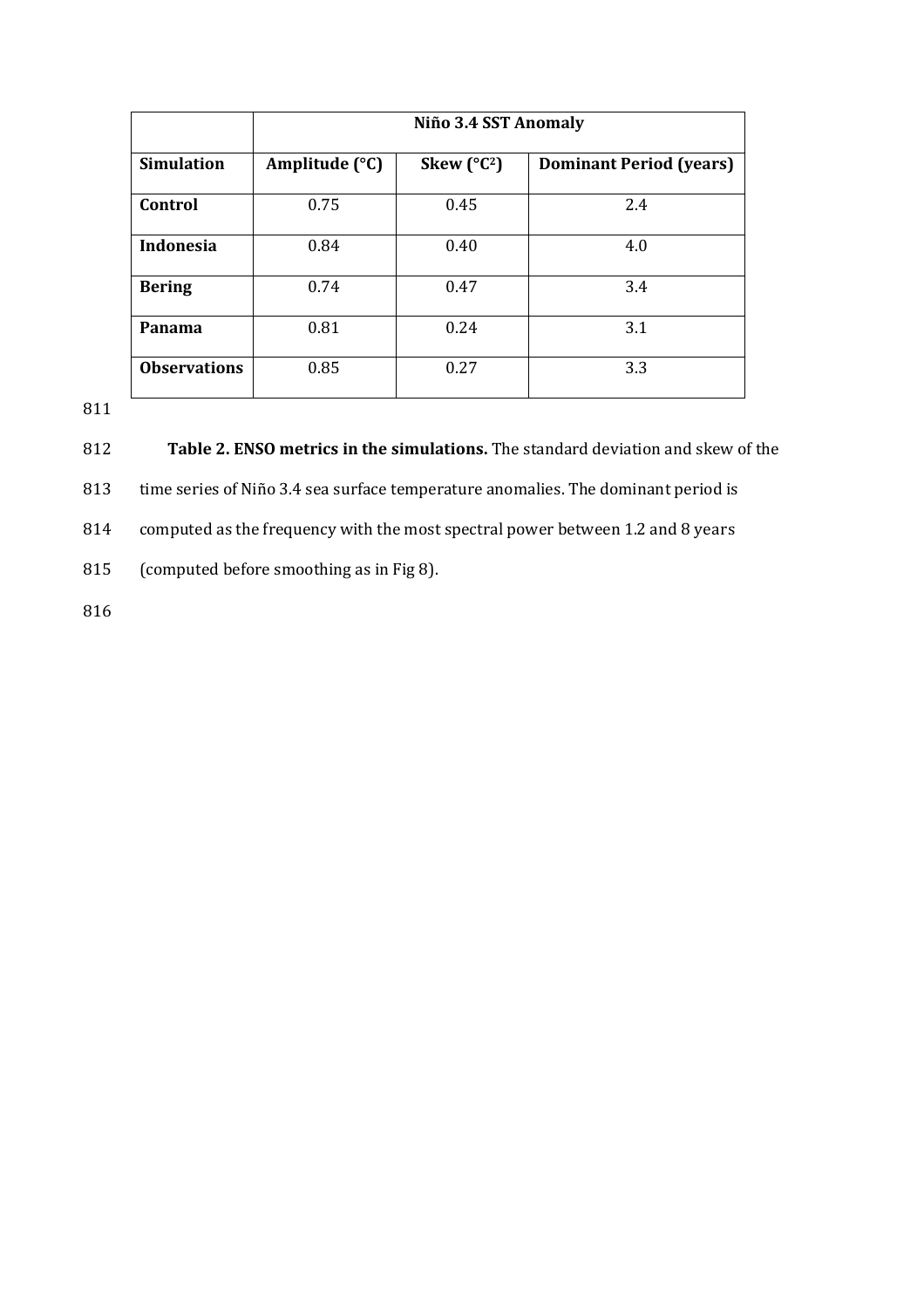| | Niño 3.4 SST Anomaly | | |
|---|---|---|---|
| **Simulation** | **Amplitude (°C)** | **Skew (°C$^2$)** | **Dominant Period (years)** |
| **Control** | 0.75 | 0.45 | 2.4 |
| **Indonesia** | 0.84 | 0.40 | 4.0 |
| **Bering** | 0.74 | 0.47 | 3.4 |
| **Panama** | 0.81 | 0.24 | 3.1 |
| **Observations** | 0.85 | 0.27 | 3.3 |

**Table 2. ENSO metrics in the simulations.** The standard deviation and skew of the time series of Niño 3.4 sea surface temperature anomalies. The dominant period is computed as the frequency with the most spectral power between 1.2 and 8 years (computed before smoothing as in Fig 8).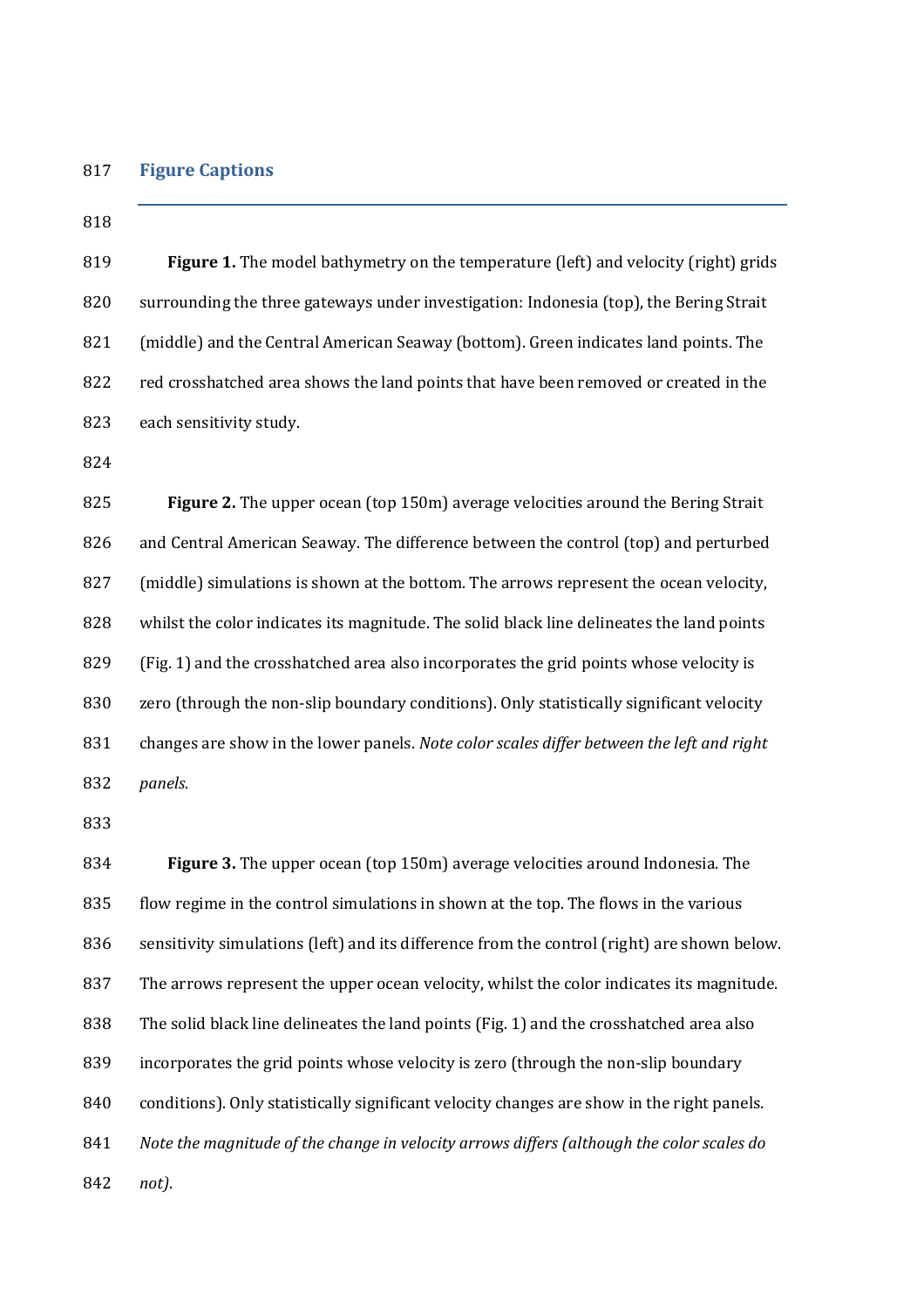## Figure Captions

**Figure 1.** The model bathymetry on the temperature (left) and velocity (right) grids surrounding the three gateways under investigation: Indonesia (top), the Bering Strait (middle) and the Central American Seaway (bottom). Green indicates land points. The red crosshatched area shows the land points that have been removed or created in the each sensitivity study.

**Figure 2.** The upper ocean (top 150m) average velocities around the Bering Strait and Central American Seaway. The difference between the control (top) and perturbed (middle) simulations is shown at the bottom. The arrows represent the ocean velocity, whilst the color indicates its magnitude. The solid black line delineates the land points (Fig. 1) and the crosshatched area also incorporates the grid points whose velocity is zero (through the non-slip boundary conditions). Only statistically significant velocity changes are show in the lower panels. *Note color scales differ between the left and right panels*.

**Figure 3.** The upper ocean (top 150m) average velocities around Indonesia. The flow regime in the control simulations in shown at the top. The flows in the various sensitivity simulations (left) and its difference from the control (right) are shown below. The arrows represent the upper ocean velocity, whilst the color indicates its magnitude. The solid black line delineates the land points (Fig. 1) and the crosshatched area also incorporates the grid points whose velocity is zero (through the non-slip boundary conditions). Only statistically significant velocity changes are show in the right panels. *Note the magnitude of the change in velocity arrows differs (although the color scales do not)*.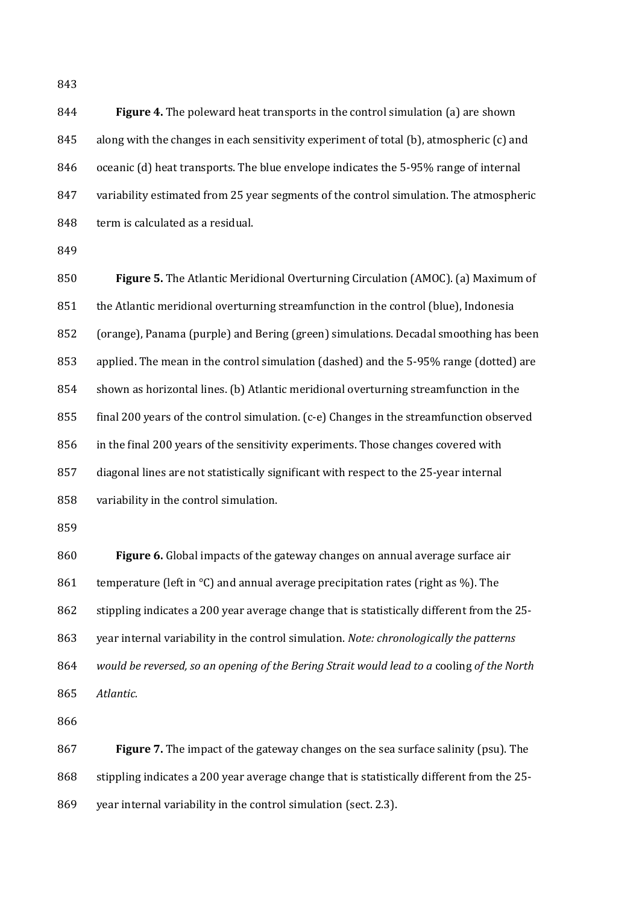**Figure 4.** The poleward heat transports in the control simulation (a) are shown along with the changes in each sensitivity experiment of total (b), atmospheric (c) and oceanic (d) heat transports. The blue envelope indicates the 5-95% range of internal variability estimated from 25 year segments of the control simulation. The atmospheric term is calculated as a residual.

**Figure 5.** The Atlantic Meridional Overturning Circulation (AMOC). (a) Maximum of the Atlantic meridional overturning streamfunction in the control (blue), Indonesia (orange), Panama (purple) and Bering (green) simulations. Decadal smoothing has been applied. The mean in the control simulation (dashed) and the 5-95% range (dotted) are shown as horizontal lines. (b) Atlantic meridional overturning streamfunction in the final 200 years of the control simulation. (c-e) Changes in the streamfunction observed in the final 200 years of the sensitivity experiments. Those changes covered with diagonal lines are not statistically significant with respect to the 25-year internal variability in the control simulation.

**Figure 6.** Global impacts of the gateway changes on annual average surface air temperature (left in °C) and annual average precipitation rates (right as %). The stippling indicates a 200 year average change that is statistically different from the 25-year internal variability in the control simulation. *Note: chronologically the patterns would be reversed, so an opening of the Bering Strait would lead to a* cooling *of the North Atlantic.*

**Figure 7.** The impact of the gateway changes on the sea surface salinity (psu). The stippling indicates a 200 year average change that is statistically different from the 25-year internal variability in the control simulation (sect. 2.3).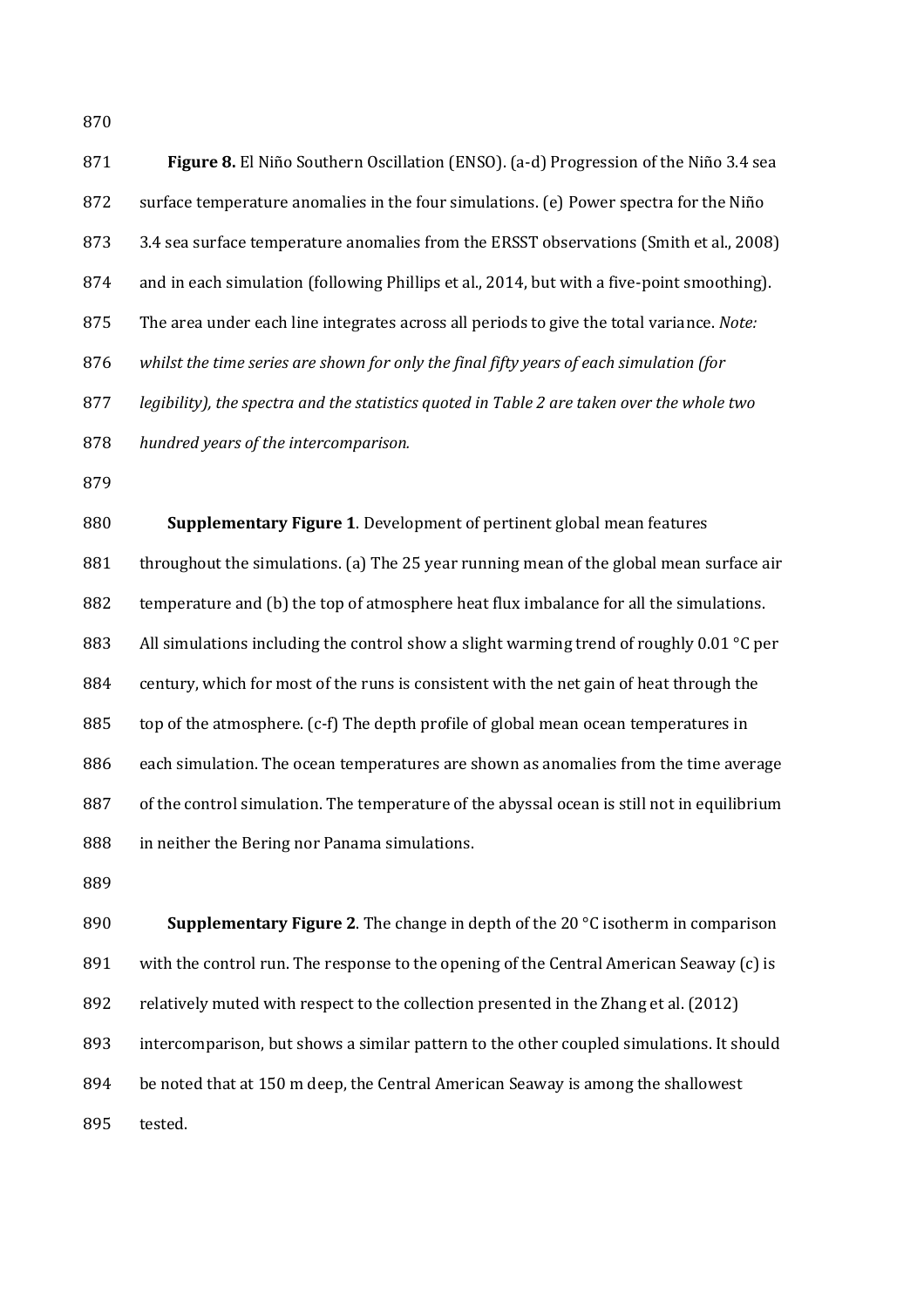**Figure 8.** El Niño Southern Oscillation (ENSO). (a-d) Progression of the Niño 3.4 sea surface temperature anomalies in the four simulations. (e) Power spectra for the Niño 3.4 sea surface temperature anomalies from the ERSST observations (Smith et al., 2008) and in each simulation (following Phillips et al., 2014, but with a five-point smoothing). The area under each line integrates across all periods to give the total variance. *Note: whilst the time series are shown for only the final fifty years of each simulation (for legibility), the spectra and the statistics quoted in Table 2 are taken over the whole two hundred years of the intercomparison.*

**Supplementary Figure 1**. Development of pertinent global mean features throughout the simulations. (a) The 25 year running mean of the global mean surface air temperature and (b) the top of atmosphere heat flux imbalance for all the simulations. All simulations including the control show a slight warming trend of roughly 0.01 °C per century, which for most of the runs is consistent with the net gain of heat through the top of the atmosphere. (c-f) The depth profile of global mean ocean temperatures in each simulation. The ocean temperatures are shown as anomalies from the time average of the control simulation. The temperature of the abyssal ocean is still not in equilibrium in neither the Bering nor Panama simulations.

**Supplementary Figure 2**. The change in depth of the 20 °C isotherm in comparison with the control run. The response to the opening of the Central American Seaway (c) is relatively muted with respect to the collection presented in the Zhang et al. (2012) intercomparison, but shows a similar pattern to the other coupled simulations. It should be noted that at 150 m deep, the Central American Seaway is among the shallowest tested.